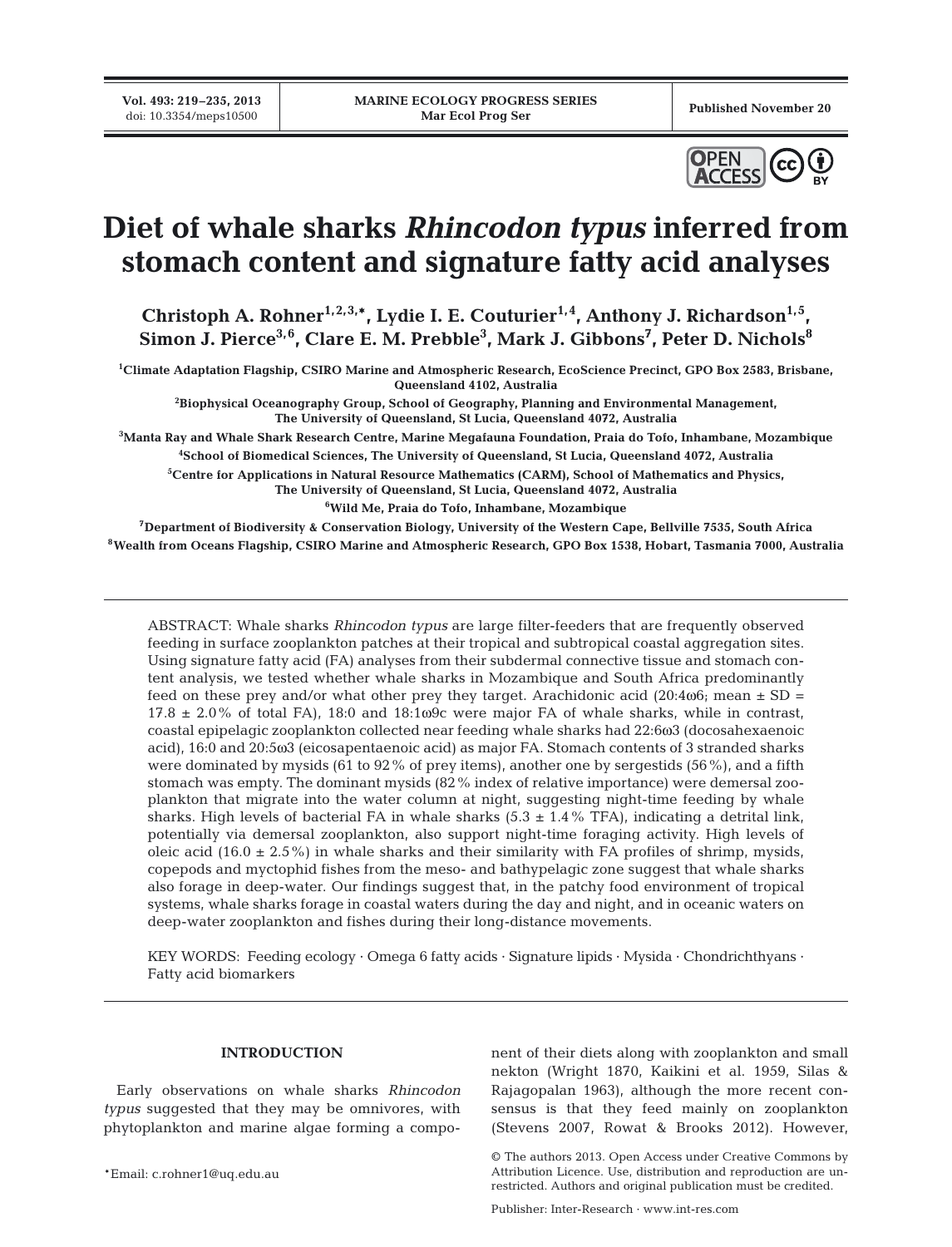# Diet of whale sharks *Rhincodon typus* inferred from stomach content and signature fatty acid analyses

**Christoph A. Rohner[1,2,3,*], Lydie I. E. Couturier[1,4], Anthony J. Richardson[1,5], Simon J. Pierce[3,6], Clare E. M. Prebble[3], Mark J. Gibbons[7], Peter D. Nichols[8]**

[1]Climate Adaptation Flagship, CSIRO Marine and Atmospheric Research, EcoScience Precinct, GPO Box 2583, Brisbane, Queensland 4102, Australia

[2]Biophysical Oceanography Group, School of Geography, Planning and Environmental Management, The University of Queensland, St Lucia, Queensland 4072, Australia

[3]Manta Ray and Whale Shark Research Centre, Marine Megafauna Foundation, Praia do Tofo, Inhambane, Mozambique

[4]School of Biomedical Sciences, The University of Queensland, St Lucia, Queensland 4072, Australia

[5]Centre for Applications in Natural Resource Mathematics (CARM), School of Mathematics and Physics, The University of Queensland, St Lucia, Queensland 4072, Australia

[6]Wild Me, Praia do Tofo, Inhambane, Mozambique

[7]Department of Biodiversity & Conservation Biology, University of the Western Cape, Bellville 7535, South Africa

[8]Wealth from Oceans Flagship, CSIRO Marine and Atmospheric Research, GPO Box 1538, Hobart, Tasmania 7000, Australia

ABSTRACT: Whale sharks *Rhincodon typus* are large filter-feeders that are frequently observed feeding in surface zooplankton patches at their tropical and subtropical coastal aggregation sites. Using signature fatty acid (FA) analyses from their subdermal connective tissue and stomach content analysis, we tested whether whale sharks in Mozambique and South Africa predominantly feed on these prey and/or what other prey they target. Arachidonic acid (20:4ω6; mean ± SD = 17.8 ± 2.0% of total FA), 18:0 and 18:1ω9c were major FA of whale sharks, while in contrast, coastal epipelagic zooplankton collected near feeding whale sharks had 22:6ω3 (docosahexaenoic acid), 16:0 and 20:5ω3 (eicosapentaenoic acid) as major FA. Stomach contents of 3 stranded sharks were dominated by mysids (61 to 92% of prey items), another one by sergestids (56%), and a fifth stomach was empty. The dominant mysids (82% index of relative importance) were demersal zooplankton that migrate into the water column at night, suggesting night-time feeding by whale sharks. High levels of bacterial FA in whale sharks (5.3 ± 1.4% TFA), indicating a detrital link, potentially via demersal zooplankton, also support night-time foraging activity. High levels of oleic acid (16.0 ± 2.5%) in whale sharks and their similarity with FA profiles of shrimp, mysids, copepods and myctophid fishes from the meso- and bathypelagic zone suggest that whale sharks also forage in deep-water. Our findings suggest that, in the patchy food environment of tropical systems, whale sharks forage in coastal waters during the day and night, and in oceanic waters on deep-water zooplankton and fishes during their long-distance movements.

KEY WORDS: Feeding ecology · Omega 6 fatty acids · Signature lipids · Mysida · Chondrichthyans · Fatty acid biomarkers

## INTRODUCTION

Early observations on whale sharks *Rhincodon typus* suggested that they may be omnivores, with phytoplankton and marine algae forming a component of their diets along with zooplankton and small nekton (Wright 1870, Kaikini et al. 1959, Silas & Rajagopalan 1963), although the more recent consensus is that they feed mainly on zooplankton (Stevens 2007, Rowat & Brooks 2012). However,

*Email: c.rohner1@uq.edu.au

© The authors 2013. Open Access under Creative Commons by Attribution Licence. Use, distribution and reproduction are unrestricted. Authors and original publication must be credited.

Publisher: Inter-Research · www.int-res.com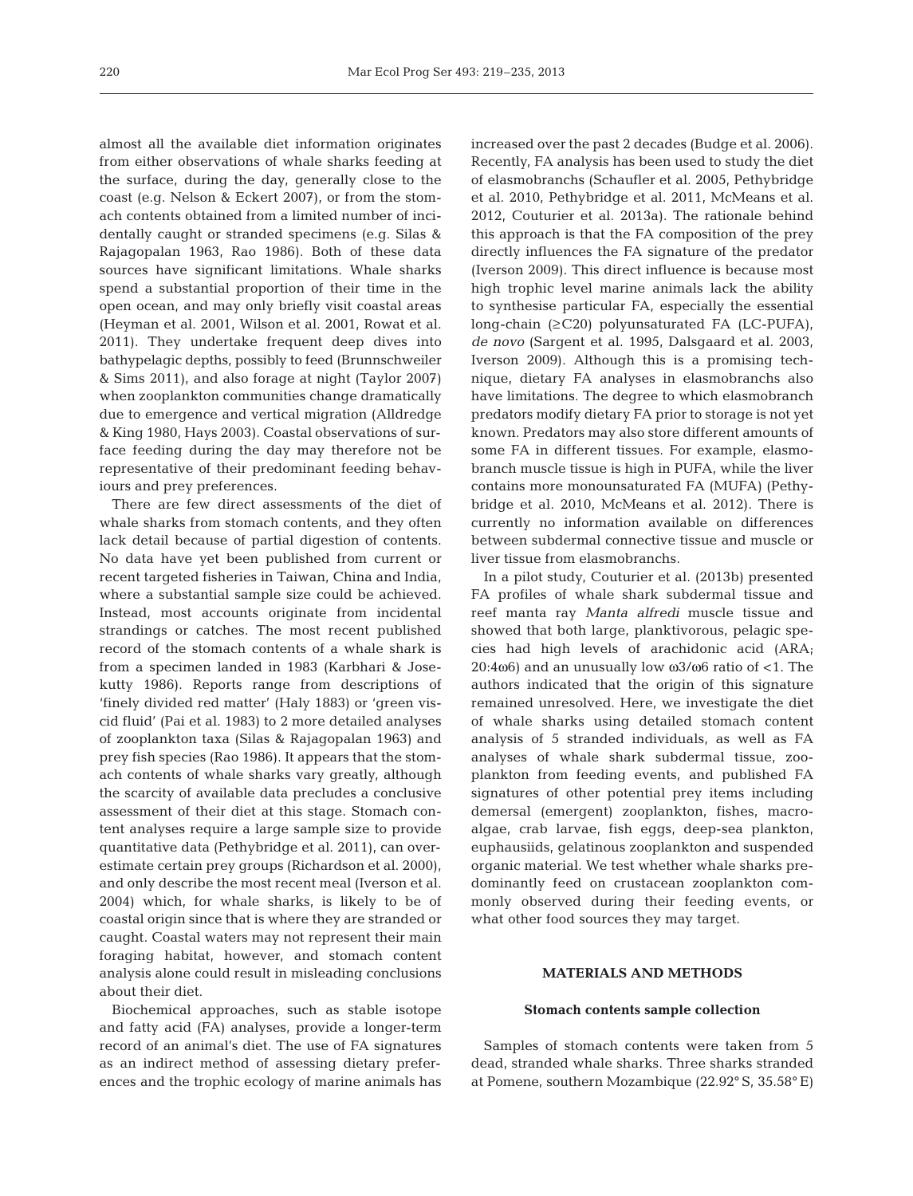almost all the available diet information originates from either observations of whale sharks feeding at the surface, during the day, generally close to the coast (e.g. Nelson & Eckert 2007), or from the stomach contents obtained from a limited number of incidentally caught or stranded specimens (e.g. Silas & Rajagopalan 1963, Rao 1986). Both of these data sources have significant limitations. Whale sharks spend a substantial proportion of their time in the open ocean, and may only briefly visit coastal areas (Heyman et al. 2001, Wilson et al. 2001, Rowat et al. 2011). They undertake frequent deep dives into bathypelagic depths, possibly to feed (Brunnschweiler & Sims 2011), and also forage at night (Taylor 2007) when zooplankton communities change dramatically due to emergence and vertical migration (Alldredge & King 1980, Hays 2003). Coastal observations of surface feeding during the day may therefore not be representative of their predominant feeding behaviours and prey preferences.

There are few direct assessments of the diet of whale sharks from stomach contents, and they often lack detail because of partial digestion of contents. No data have yet been published from current or recent targeted fisheries in Taiwan, China and India, where a substantial sample size could be achieved. Instead, most accounts originate from incidental strandings or catches. The most recent published record of the stomach contents of a whale shark is from a specimen landed in 1983 (Karbhari & Josekutty 1986). Reports range from descriptions of 'finely divided red matter' (Haly 1883) or 'green viscid fluid' (Pai et al. 1983) to 2 more detailed analyses of zooplankton taxa (Silas & Rajagopalan 1963) and prey fish species (Rao 1986). It appears that the stomach contents of whale sharks vary greatly, although the scarcity of available data precludes a conclusive assessment of their diet at this stage. Stomach content analyses require a large sample size to provide quantitative data (Pethybridge et al. 2011), can overestimate certain prey groups (Richardson et al. 2000), and only describe the most recent meal (Iverson et al. 2004) which, for whale sharks, is likely to be of coastal origin since that is where they are stranded or caught. Coastal waters may not represent their main foraging habitat, however, and stomach content analysis alone could result in misleading conclusions about their diet.

Biochemical approaches, such as stable isotope and fatty acid (FA) analyses, provide a longer-term record of an animal's diet. The use of FA signatures as an indirect method of assessing dietary preferences and the trophic ecology of marine animals has increased over the past 2 decades (Budge et al. 2006). Recently, FA analysis has been used to study the diet of elasmobranchs (Schaufler et al. 2005, Pethybridge et al. 2010, Pethybridge et al. 2011, McMeans et al. 2012, Couturier et al. 2013a). The rationale behind this approach is that the FA composition of the prey directly influences the FA signature of the predator (Iverson 2009). This direct influence is because most high trophic level marine animals lack the ability to synthesise particular FA, especially the essential long-chain (≥C20) polyunsaturated FA (LC-PUFA), *de novo* (Sargent et al. 1995, Dalsgaard et al. 2003, Iverson 2009). Although this is a promising technique, dietary FA analyses in elasmobranchs also have limitations. The degree to which elasmobranch predators modify dietary FA prior to storage is not yet known. Predators may also store different amounts of some FA in different tissues. For example, elasmobranch muscle tissue is high in PUFA, while the liver contains more monounsaturated FA (MUFA) (Pethybridge et al. 2010, McMeans et al. 2012). There is currently no information available on differences between subdermal connective tissue and muscle or liver tissue from elasmobranchs.

In a pilot study, Couturier et al. (2013b) presented FA profiles of whale shark subdermal tissue and reef manta ray *Manta alfredi* muscle tissue and showed that both large, planktivorous, pelagic species had high levels of arachidonic acid (ARA; 20:4ω6) and an unusually low ω3/ω6 ratio of <1. The authors indicated that the origin of this signature remained unresolved. Here, we investigate the diet of whale sharks using detailed stomach content analysis of 5 stranded individuals, as well as FA analyses of whale shark subdermal tissue, zooplankton from feeding events, and published FA signatures of other potential prey items including demersal (emergent) zooplankton, fishes, macroalgae, crab larvae, fish eggs, deep-sea plankton, euphausiids, gelatinous zooplankton and suspended organic material. We test whether whale sharks predominantly feed on crustacean zooplankton commonly observed during their feeding events, or what other food sources they may target.

## MATERIALS AND METHODS

### Stomach contents sample collection

Samples of stomach contents were taken from 5 dead, stranded whale sharks. Three sharks stranded at Pomene, southern Mozambique (22.92° S, 35.58° E)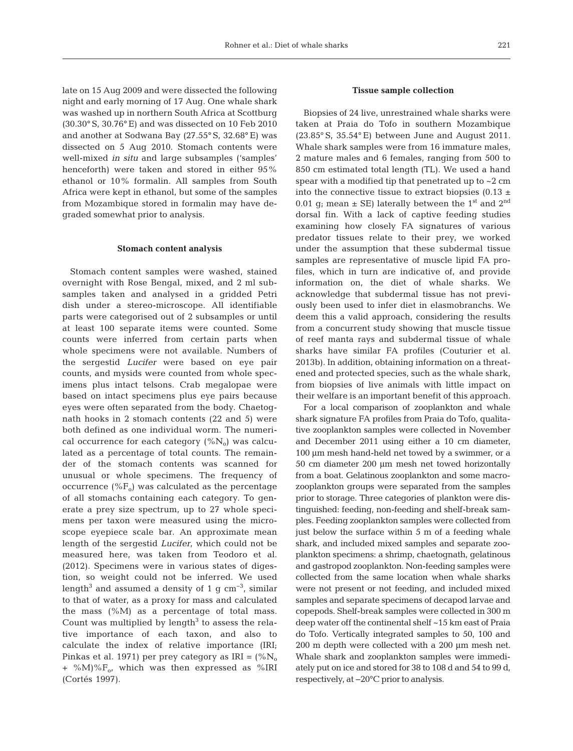late on 15 Aug 2009 and were dissected the following night and early morning of 17 Aug. One whale shark was washed up in northern South Africa at Scottburg (30.30° S, 30.76° E) and was dissected on 10 Feb 2010 and another at Sodwana Bay (27.55° S, 32.68° E) was dissected on 5 Aug 2010. Stomach contents were well-mixed *in situ* and large subsamples ('samples' henceforth) were taken and stored in either 95% ethanol or 10% formalin. All samples from South Africa were kept in ethanol, but some of the samples from Mozambique stored in formalin may have degraded somewhat prior to analysis.

#### Stomach content analysis

Stomach content samples were washed, stained overnight with Rose Bengal, mixed, and 2 ml subsamples taken and analysed in a gridded Petri dish under a stereo-microscope. All identifiable parts were categorised out of 2 subsamples or until at least 100 separate items were counted. Some counts were inferred from certain parts when whole specimens were not available. Numbers of the sergestid *Lucifer* were based on eye pair counts, and mysids were counted from whole specimens plus intact telsons. Crab megalopae were based on intact specimens plus eye pairs because eyes were often separated from the body. Chaetognath hooks in 2 stomach contents (22 and 5) were both defined as one individual worm. The numerical occurrence for each category ($\%N_o$) was calculated as a percentage of total counts. The remainder of the stomach contents was scanned for unusual or whole specimens. The frequency of occurrence ($\%F_o$) was calculated as the percentage of all stomachs containing each category. To generate a prey size spectrum, up to 27 whole specimens per taxon were measured using the microscope eyepiece scale bar. An approximate mean length of the sergestid *Lucifer*, which could not be measured here, was taken from Teodoro et al. (2012). Specimens were in various states of digestion, so weight could not be inferred. We used length$^3$ and assumed a density of 1 g cm$^{-3}$, similar to that of water, as a proxy for mass and calculated the mass (%M) as a percentage of total mass. Count was multiplied by length$^3$ to assess the relative importance of each taxon, and also to calculate the index of relative importance (IRI; Pinkas et al. 1971) per prey category as IRI = $(\%N_o + \%M)\%F_o$, which was then expressed as %IRI (Cortés 1997).

#### Tissue sample collection

Biopsies of 24 live, unrestrained whale sharks were taken at Praia do Tofo in southern Mozambique (23.85° S, 35.54° E) between June and August 2011. Whale shark samples were from 16 immature males, 2 mature males and 6 females, ranging from 500 to 850 cm estimated total length (TL). We used a hand spear with a modified tip that penetrated up to ~2 cm into the connective tissue to extract biopsies (0.13 ± 0.01 g; mean ± SE) laterally between the 1st and 2nd dorsal fin. With a lack of captive feeding studies examining how closely FA signatures of various predator tissues relate to their prey, we worked under the assumption that these subdermal tissue samples are representative of muscle lipid FA profiles, which in turn are indicative of, and provide information on, the diet of whale sharks. We acknowledge that subdermal tissue has not previously been used to infer diet in elasmobranchs. We deem this a valid approach, considering the results from a concurrent study showing that muscle tissue of reef manta rays and subdermal tissue of whale sharks have similar FA profiles (Couturier et al. 2013b). In addition, obtaining information on a threatened and protected species, such as the whale shark, from biopsies of live animals with little impact on their welfare is an important benefit of this approach.

For a local comparison of zooplankton and whale shark signature FA profiles from Praia do Tofo, qualitative zooplankton samples were collected in November and December 2011 using either a 10 cm diameter, 100 µm mesh hand-held net towed by a swimmer, or a 50 cm diameter 200 µm mesh net towed horizontally from a boat. Gelatinous zooplankton and some macrozooplankton groups were separated from the samples prior to storage. Three categories of plankton were distinguished: feeding, non-feeding and shelf-break samples. Feeding zooplankton samples were collected from just below the surface within 5 m of a feeding whale shark, and included mixed samples and separate zooplankton specimens: a shrimp, chaetognath, gelatinous and gastropod zooplankton. Non-feeding samples were collected from the same location when whale sharks were not present or not feeding, and included mixed samples and separate specimens of decapod larvae and copepods. Shelf-break samples were collected in 300 m deep water off the continental shelf ~15 km east of Praia do Tofo. Vertically integrated samples to 50, 100 and 200 m depth were collected with a 200 µm mesh net. Whale shark and zooplankton samples were immediately put on ice and stored for 38 to 108 d and 54 to 99 d, respectively, at −20°C prior to analysis.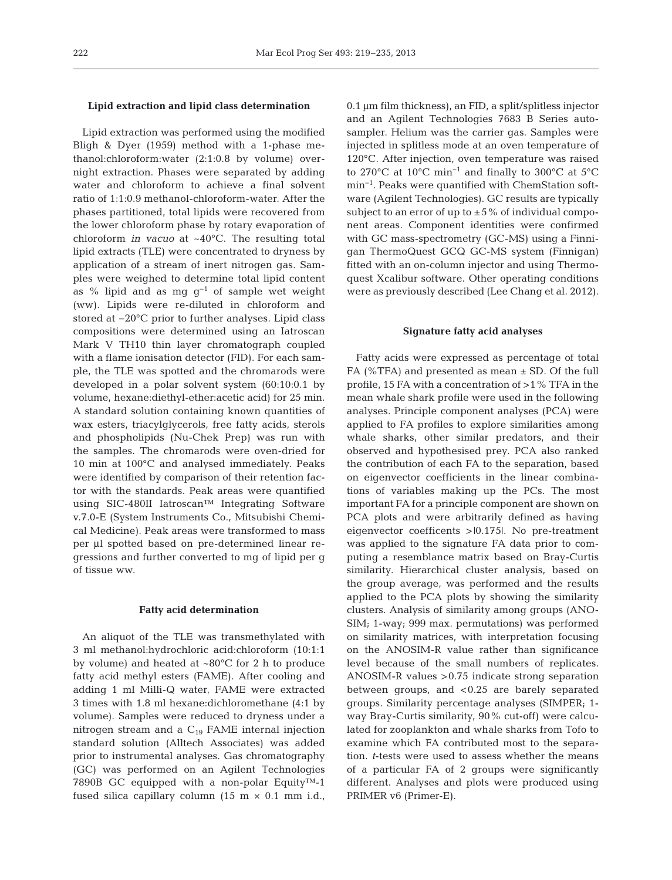### Lipid extraction and lipid class determination

Lipid extraction was performed using the modified Bligh & Dyer (1959) method with a 1-phase methanol:chloroform:water (2:1:0.8 by volume) overnight extraction. Phases were separated by adding water and chloroform to achieve a final solvent ratio of 1:1:0.9 methanol-chloroform-water. After the phases partitioned, total lipids were recovered from the lower chloroform phase by rotary evaporation of chloroform *in vacuo* at ~40°C. The resulting total lipid extracts (TLE) were concentrated to dryness by application of a stream of inert nitrogen gas. Samples were weighed to determine total lipid content as % lipid and as mg $g^{-1}$ of sample wet weight (ww). Lipids were re-diluted in chloroform and stored at −20°C prior to further analyses. Lipid class compositions were determined using an Iatroscan Mark V TH10 thin layer chromatograph coupled with a flame ionisation detector (FID). For each sample, the TLE was spotted and the chromarods were developed in a polar solvent system (60:10:0.1 by volume, hexane:diethyl-ether:acetic acid) for 25 min. A standard solution containing known quantities of wax esters, triacylglycerols, free fatty acids, sterols and phospholipids (Nu-Chek Prep) was run with the samples. The chromarods were oven-dried for 10 min at 100°C and analysed immediately. Peaks were identified by comparison of their retention factor with the standards. Peak areas were quantified using SIC-480II Iatroscan™ Integrating Software v.7.0-E (System Instruments Co., Mitsubishi Chemical Medicine). Peak areas were transformed to mass per µl spotted based on pre-determined linear regressions and further converted to mg of lipid per g of tissue ww.

### Fatty acid determination

An aliquot of the TLE was transmethylated with 3 ml methanol:hydrochloric acid:chloroform (10:1:1 by volume) and heated at ~80°C for 2 h to produce fatty acid methyl esters (FAME). After cooling and adding 1 ml Milli-Q water, FAME were extracted 3 times with 1.8 ml hexane:dichloromethane (4:1 by volume). Samples were reduced to dryness under a nitrogen stream and a $C_{19}$ FAME internal injection standard solution (Alltech Associates) was added prior to instrumental analyses. Gas chromatography (GC) was performed on an Agilent Technologies 7890B GC equipped with a non-polar Equity™-1 fused silica capillary column (15 m × 0.1 mm i.d., 0.1 µm film thickness), an FID, a split/splitless injector and an Agilent Technologies 7683 B Series autosampler. Helium was the carrier gas. Samples were injected in splitless mode at an oven temperature of 120°C. After injection, oven temperature was raised to 270°C at 10°C $min^{-1}$ and finally to 300°C at 5°C $min^{-1}$. Peaks were quantified with ChemStation software (Agilent Technologies). GC results are typically subject to an error of up to ±5% of individual component areas. Component identities were confirmed with GC mass-spectrometry (GC-MS) using a Finnigan ThermoQuest GCQ GC-MS system (Finnigan) fitted with an on-column injector and using Thermoquest Xcalibur software. Other operating conditions were as previously described (Lee Chang et al. 2012).

### Signature fatty acid analyses

Fatty acids were expressed as percentage of total FA (%TFA) and presented as mean ± SD. Of the full profile, 15 FA with a concentration of >1% TFA in the mean whale shark profile were used in the following analyses. Principle component analyses (PCA) were applied to FA profiles to explore similarities among whale sharks, other similar predators, and their observed and hypothesised prey. PCA also ranked the contribution of each FA to the separation, based on eigenvector coefficients in the linear combinations of variables making up the PCs. The most important FA for a principle component are shown on PCA plots and were arbitrarily defined as having eigenvector coefficents >|0.175|. No pre-treatment was applied to the signature FA data prior to computing a resemblance matrix based on Bray-Curtis similarity. Hierarchical cluster analysis, based on the group average, was performed and the results applied to the PCA plots by showing the similarity clusters. Analysis of similarity among groups (ANOSIM; 1-way; 999 max. permutations) was performed on similarity matrices, with interpretation focusing on the ANOSIM-R value rather than significance level because of the small numbers of replicates. ANOSIM-R values >0.75 indicate strong separation between groups, and <0.25 are barely separated groups. Similarity percentage analyses (SIMPER; 1-way Bray-Curtis similarity, 90% cut-off) were calculated for zooplankton and whale sharks from Tofo to examine which FA contributed most to the separation. *t*-tests were used to assess whether the means of a particular FA of 2 groups were significantly different. Analyses and plots were produced using PRIMER v6 (Primer-E).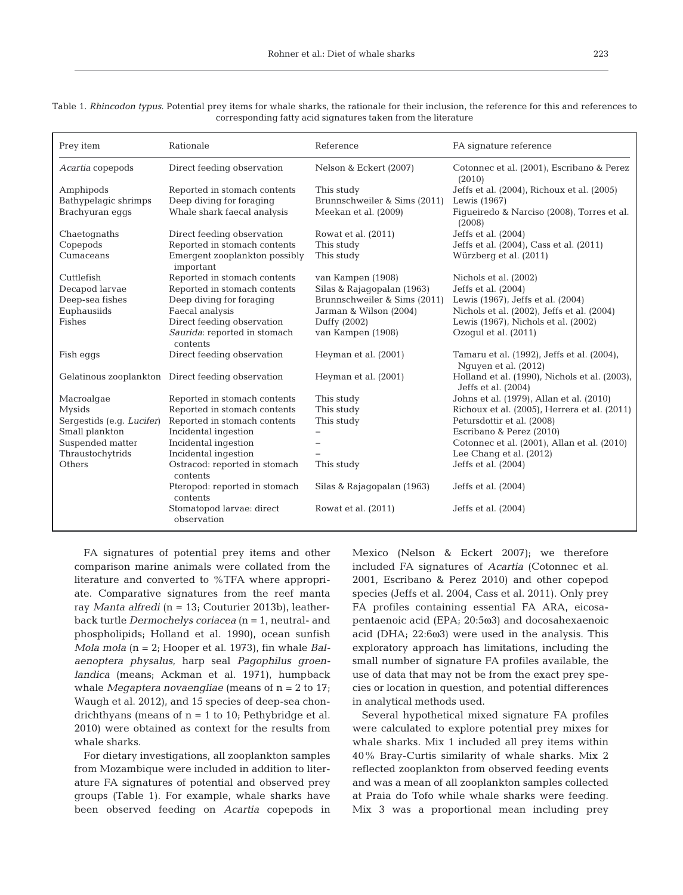Table 1. *Rhincodon typus*. Potential prey items for whale sharks, the rationale for their inclusion, the reference for this and references to corresponding fatty acid signatures taken from the literature

| Prey item | Rationale | Reference | FA signature reference |
|---|---|---|---|
| *Acartia* copepods | Direct feeding observation | Nelson & Eckert (2007) | Cotonnec et al. (2001), Escribano & Perez (2010) |
| Amphipods | Reported in stomach contents | This study | Jeffs et al. (2004), Richoux et al. (2005) |
| Bathypelagic shrimps | Deep diving for foraging | Brunnschweiler & Sims (2011) | Lewis (1967) |
| Brachyuran eggs | Whale shark faecal analysis | Meekan et al. (2009) | Figueiredo & Narciso (2008), Torres et al. (2008) |
| Chaetognaths | Direct feeding observation | Rowat et al. (2011) | Jeffs et al. (2004) |
| Copepods | Reported in stomach contents | This study | Jeffs et al. (2004), Cass et al. (2011) |
| Cumaceans | Emergent zooplankton possibly important | This study | Würzberg et al. (2011) |
| Cuttlefish | Reported in stomach contents | van Kampen (1908) | Nichols et al. (2002) |
| Decapod larvae | Reported in stomach contents | Silas & Rajagopalan (1963) | Jeffs et al. (2004) |
| Deep-sea fishes | Deep diving for foraging | Brunnschweiler & Sims (2011) | Lewis (1967), Jeffs et al. (2004) |
| Euphausiids | Faecal analysis | Jarman & Wilson (2004) | Nichols et al. (2002), Jeffs et al. (2004) |
| Fishes | Direct feeding observation | Duffy (2002) | Lewis (1967), Nichols et al. (2002) |
| | *Saurida*: reported in stomach contents | van Kampen (1908) | Ozogul et al. (2011) |
| Fish eggs | Direct feeding observation | Heyman et al. (2001) | Tamaru et al. (1992), Jeffs et al. (2004), Nguyen et al. (2012) |
| Gelatinous zooplankton | Direct feeding observation | Heyman et al. (2001) | Holland et al. (1990), Nichols et al. (2003), Jeffs et al. (2004) |
| Macroalgae | Reported in stomach contents | This study | Johns et al. (1979), Allan et al. (2010) |
| Mysids | Reported in stomach contents | This study | Richoux et al. (2005), Herrera et al. (2011) |
| Sergestids (e.g. *Lucifer*) | Reported in stomach contents | This study | Petursdottir et al. (2008) |
| Small plankton | Incidental ingestion | – | Escribano & Perez (2010) |
| Suspended matter | Incidental ingestion | – | Cotonnec et al. (2001), Allan et al. (2010) |
| Thraustochytrids | Incidental ingestion | – | Lee Chang et al. (2012) |
| Others | Ostracod: reported in stomach contents | This study | Jeffs et al. (2004) |
| | Pteropod: reported in stomach contents | Silas & Rajagopalan (1963) | Jeffs et al. (2004) |
| | Stomatopod larvae: direct observation | Rowat et al. (2011) | Jeffs et al. (2004) |

FA signatures of potential prey items and other comparison marine animals were collated from the literature and converted to %TFA where appropriate. Comparative signatures from the reef manta ray *Manta alfredi* (n = 13; Couturier 2013b), leatherback turtle *Dermochelys coriacea* (n = 1, neutral- and phospholipids; Holland et al. 1990), ocean sunfish *Mola mola* (n = 2; Hooper et al. 1973), fin whale *Balaenoptera physalus*, harp seal *Pagophilus groenlandica* (means; Ackman et al. 1971), humpback whale *Megaptera novaengliae* (means of n = 2 to 17; Waugh et al. 2012), and 15 species of deep-sea chondrichthyans (means of n = 1 to 10; Pethybridge et al. 2010) were obtained as context for the results from whale sharks.

For dietary investigations, all zooplankton samples from Mozambique were included in addition to literature FA signatures of potential and observed prey groups (Table 1). For example, whale sharks have been observed feeding on *Acartia* copepods in Mexico (Nelson & Eckert 2007); we therefore included FA signatures of *Acartia* (Cotonnec et al. 2001, Escribano & Perez 2010) and other copepod species (Jeffs et al. 2004, Cass et al. 2011). Only prey FA profiles containing essential FA ARA, eicosapentaenoic acid (EPA; 20:5ω3) and docosahexaenoic acid (DHA; 22:6ω3) were used in the analysis. This exploratory approach has limitations, including the small number of signature FA profiles available, the use of data that may not be from the exact prey species or location in question, and potential differences in analytical methods used.

Several hypothetical mixed signature FA profiles were calculated to explore potential prey mixes for whale sharks. Mix 1 included all prey items within 40% Bray-Curtis similarity of whale sharks. Mix 2 reflected zooplankton from observed feeding events and was a mean of all zooplankton samples collected at Praia do Tofo while whale sharks were feeding. Mix 3 was a proportional mean including prey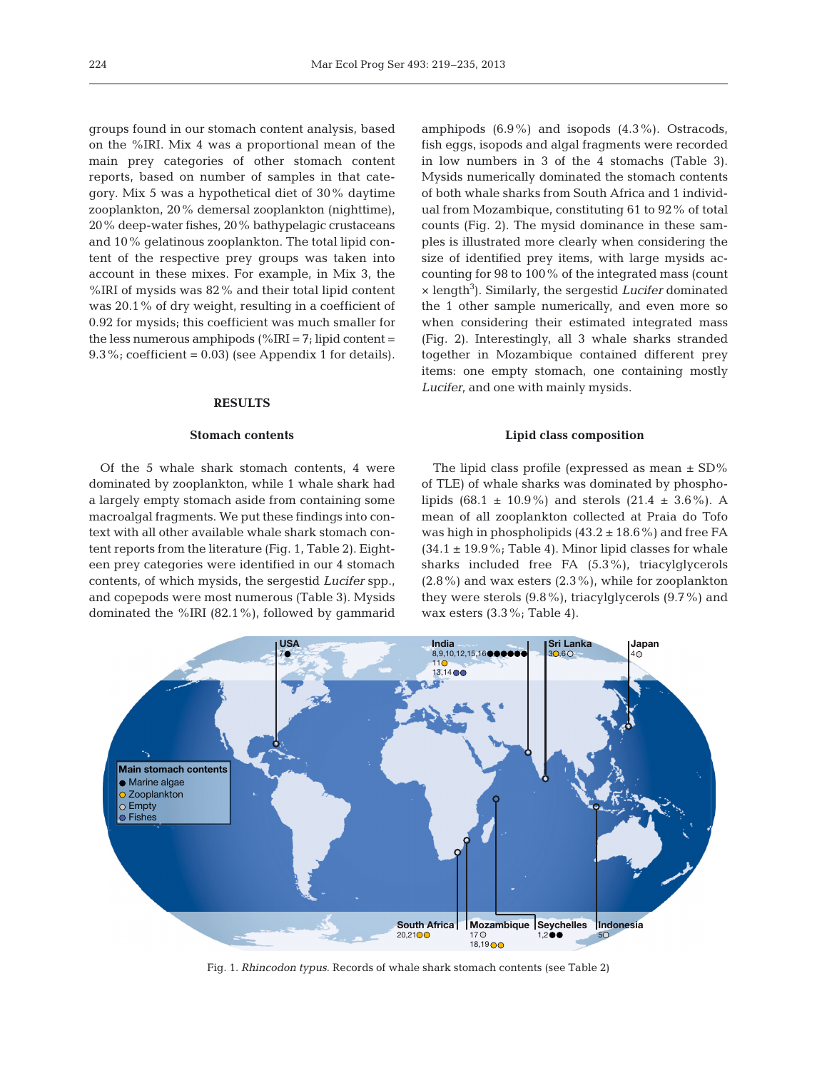groups found in our stomach content analysis, based on the %IRI. Mix 4 was a proportional mean of the main prey categories of other stomach content reports, based on number of samples in that category. Mix 5 was a hypothetical diet of 30% daytime zooplankton, 20% demersal zooplankton (nighttime), 20% deep-water fishes, 20% bathypelagic crustaceans and 10% gelatinous zooplankton. The total lipid content of the respective prey groups was taken into account in these mixes. For example, in Mix 3, the %IRI of mysids was 82% and their total lipid content was 20.1% of dry weight, resulting in a coefficient of 0.92 for mysids; this coefficient was much smaller for the less numerous amphipods (%IRI = 7; lipid content = 9.3%; coefficient = 0.03) (see Appendix 1 for details).

## RESULTS

### Stomach contents

Of the 5 whale shark stomach contents, 4 were dominated by zooplankton, while 1 whale shark had a largely empty stomach aside from containing some macroalgal fragments. We put these findings into context with all other available whale shark stomach content reports from the literature (Fig. 1, Table 2). Eighteen prey categories were identified in our 4 stomach contents, of which mysids, the sergestid *Lucifer* spp., and copepods were most numerous (Table 3). Mysids dominated the %IRI (82.1%), followed by gammarid amphipods (6.9%) and isopods (4.3%). Ostracods, fish eggs, isopods and algal fragments were recorded in low numbers in 3 of the 4 stomachs (Table 3). Mysids numerically dominated the stomach contents of both whale sharks from South Africa and 1 individual from Mozambique, constituting 61 to 92% of total counts (Fig. 2). The mysid dominance in these samples is illustrated more clearly when considering the size of identified prey items, with large mysids accounting for 98 to 100% of the integrated mass (count × length$^3$). Similarly, the sergestid *Lucifer* dominated the 1 other sample numerically, and even more so when considering their estimated integrated mass (Fig. 2). Interestingly, all 3 whale sharks stranded together in Mozambique contained different prey items: one empty stomach, one containing mostly *Lucifer*, and one with mainly mysids.

### Lipid class composition

The lipid class profile (expressed as mean ± SD% of TLE) of whale sharks was dominated by phospholipids (68.1 ± 10.9%) and sterols (21.4 ± 3.6%). A mean of all zooplankton collected at Praia do Tofo was high in phospholipids (43.2 ± 18.6%) and free FA (34.1 ± 19.9%; Table 4). Minor lipid classes for whale sharks included free FA (5.3%), triacylglycerols (2.8%) and wax esters (2.3%), while for zooplankton they were sterols (9.8%), triacylglycerols (9.7%) and wax esters (3.3%; Table 4).

Fig. 1. *Rhincodon typus*. Records of whale shark stomach contents (see Table 2)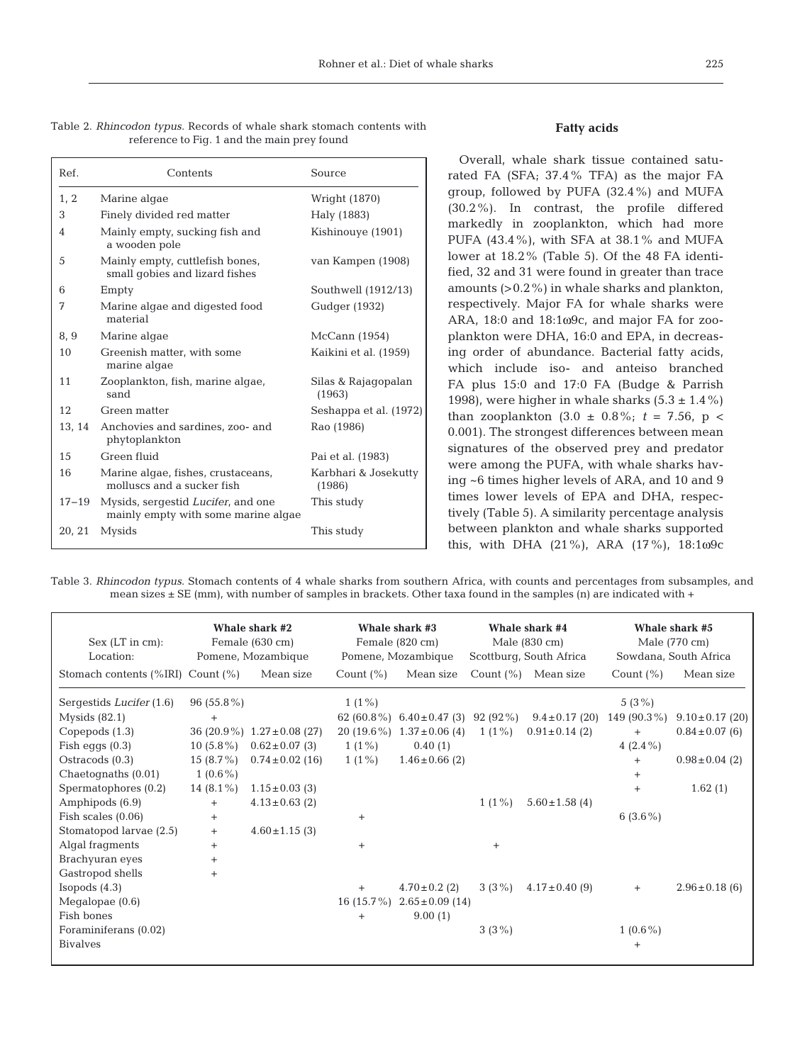Table 2. *Rhincodon typus*. Records of whale shark stomach contents with reference to Fig. 1 and the main prey found

| Ref. | Contents | Source |
|---|---|---|
| 1, 2 | Marine algae | Wright (1870) |
| 3 | Finely divided red matter | Haly (1883) |
| 4 | Mainly empty, sucking fish and a wooden pole | Kishinouye (1901) |
| 5 | Mainly empty, cuttlefish bones, small gobies and lizard fishes | van Kampen (1908) |
| 6 | Empty | Southwell (1912/13) |
| 7 | Marine algae and digested food material | Gudger (1932) |
| 8, 9 | Marine algae | McCann (1954) |
| 10 | Greenish matter, with some marine algae | Kaikini et al. (1959) |
| 11 | Zooplankton, fish, marine algae, sand | Silas & Rajagopalan (1963) |
| 12 | Green matter | Seshappa et al. (1972) |
| 13, 14 | Anchovies and sardines, zoo- and phytoplankton | Rao (1986) |
| 15 | Green fluid | Pai et al. (1983) |
| 16 | Marine algae, fishes, crustaceans, molluscs and a sucker fish | Karbhari & Josekutty (1986) |
| 17–19 | Mysids, sergestid *Lucifer*, and one mainly empty with some marine algae | This study |
| 20, 21 | Mysids | This study |

### Fatty acids

Overall, whale shark tissue contained saturated FA (SFA; 37.4% TFA) as the major FA group, followed by PUFA (32.4%) and MUFA (30.2%). In contrast, the profile differed markedly in zooplankton, which had more PUFA (43.4%), with SFA at 38.1% and MUFA lower at 18.2% (Table 5). Of the 48 FA identified, 32 and 31 were found in greater than trace amounts (>0.2%) in whale sharks and plankton, respectively. Major FA for whale sharks were ARA, 18:0 and 18:1ω9c, and major FA for zooplankton were DHA, 16:0 and EPA, in decreasing order of abundance. Bacterial fatty acids, which include iso- and anteiso branched FA plus 15:0 and 17:0 FA (Budge & Parrish 1998), were higher in whale sharks ($5.3 \pm 1.4\%$) than zooplankton ($3.0 \pm 0.8\%$; $t = 7.56$, $p < 0.001$). The strongest differences between mean signatures of the observed prey and predator were among the PUFA, with whale sharks having ~6 times higher levels of ARA, and 10 and 9 times lower levels of EPA and DHA, respectively (Table 5). A similarity percentage analysis between plankton and whale sharks supported this, with DHA (21%), ARA (17%), 18:1ω9c

Table 3. *Rhincodon typus*. Stomach contents of 4 whale sharks from southern Africa, with counts and percentages from subsamples, and mean sizes ± SE (mm), with number of samples in brackets. Other taxa found in the samples (n) are indicated with +

| Sex (LT in cm): | Whale shark #2 Female (630 cm) | | Whale shark #3 Female (820 cm) | | Whale shark #4 Male (830 cm) | | Whale shark #5 Male (770 cm) | |
|---|---|---|---|---|---|---|---|---|
| Location: | Pomene, Mozambique | | Pomene, Mozambique | | Scottburg, South Africa | | Sowdana, South Africa | |
| Stomach contents (%IRI) | Count (%) | Mean size | Count (%) | Mean size | Count (%) | Mean size | Count (%) | Mean size |
| Sergestids *Lucifer* (1.6) | 96 (55.8%) | | 1 (1%) | | | | 5 (3%) | |
| Mysids (82.1) | + | | 62 (60.8%) | 6.40±0.47 (3) | 92 (92%) | 9.4±0.17 (20) | 149 (90.3%) | 9.10±0.17 (20) |
| Copepods (1.3) | 36 (20.9%) | 1.27±0.08 (27) | 20 (19.6%) | 1.37±0.06 (4) | 1 (1%) | 0.91±0.14 (2) | + | 0.84±0.07 (6) |
| Fish eggs (0.3) | 10 (5.8%) | 0.62±0.07 (3) | 1 (1%) | 0.40 (1) | | | 4 (2.4%) | |
| Ostracods (0.3) | 15 (8.7%) | 0.74±0.02 (16) | 1 (1%) | 1.46±0.66 (2) | | | + | 0.98±0.04 (2) |
| Chaetognaths (0.01) | 1 (0.6%) | | | | | | + | |
| Spermatophores (0.2) | 14 (8.1%) | 1.15±0.03 (3) | | | | | + | 1.62 (1) |
| Amphipods (6.9) | + | 4.13±0.63 (2) | | | 1 (1%) | 5.60±1.58 (4) | | |
| Fish scales (0.06) | + | | + | | | | 6 (3.6%) | |
| Stomatopod larvae (2.5) | + | 4.60±1.15 (3) | | | | | | |
| Algal fragments | + | | + | | + | | | |
| Brachyuran eyes | + | | | | | | | |
| Gastropod shells | + | | | | | | | |
| Isopods (4.3) | | | + | 4.70±0.2 (2) | 3 (3%) | 4.17±0.40 (9) | + | 2.96±0.18 (6) |
| Megalopae (0.6) | | | 16 (15.7%) | 2.65±0.09 (14) | | | | |
| Fish bones | | | + | 9.00 (1) | | | | |
| Foraminiferans (0.02) | | | | | 3 (3%) | | 1 (0.6%) | |
| Bivalves | | | | | | | + | |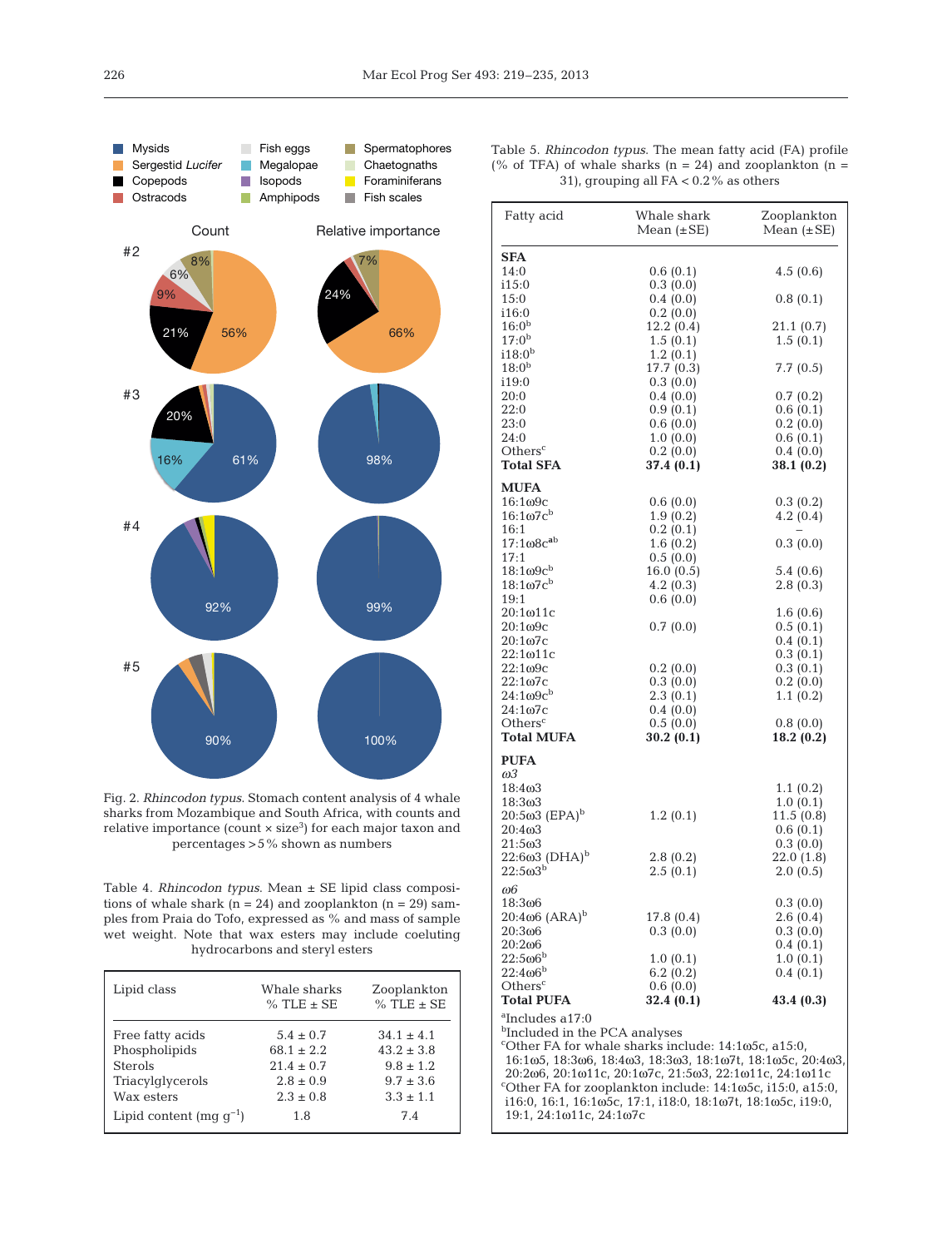Fig. 2. *Rhincodon typus*. Stomach content analysis of 4 whale sharks from Mozambique and South Africa, with counts and relative importance (count × size³) for each major taxon and percentages >5% shown as numbers

Table 4. *Rhincodon typus*. Mean ± SE lipid class compositions of whale shark (n = 24) and zooplankton (n = 29) samples from Praia do Tofo, expressed as % and mass of sample wet weight. Note that wax esters may include coeluting hydrocarbons and steryl esters

| Lipid class | Whale sharks % TLE ± SE | Zooplankton % TLE ± SE |
|---|---|---|
| Free fatty acids | 5.4 ± 0.7 | 34.1 ± 4.1 |
| Phospholipids | 68.1 ± 2.2 | 43.2 ± 3.8 |
| Sterols | 21.4 ± 0.7 | 9.8 ± 1.2 |
| Triacylglycerols | 2.8 ± 0.9 | 9.7 ± 3.6 |
| Wax esters | 2.3 ± 0.8 | 3.3 ± 1.1 |
| Lipid content (mg g$^{-1}$) | 1.8 | 7.4 |

Table 5. *Rhincodon typus*. The mean fatty acid (FA) profile (% of TFA) of whale sharks (n = 24) and zooplankton (n = 31), grouping all FA < 0.2% as others

| Fatty acid | Whale shark Mean (±SE) | Zooplankton Mean (±SE) |
|---|---|---|
| **SFA** | | |
| 14:0 | 0.6 (0.1) | 4.5 (0.6) |
| i15:0 | 0.3 (0.0) | |
| 15:0 | 0.4 (0.0) | 0.8 (0.1) |
| i16:0 | 0.2 (0.0) | |
| 16:0[b] | 12.2 (0.4) | 21.1 (0.7) |
| 17:0[b] | 1.5 (0.1) | 1.5 (0.1) |
| i18:0[b] | 1.2 (0.1) | |
| 18:0[b] | 17.7 (0.3) | 7.7 (0.5) |
| i19:0 | 0.3 (0.0) | |
| 20:0 | 0.4 (0.0) | 0.7 (0.2) |
| 22:0 | 0.9 (0.1) | 0.6 (0.1) |
| 23:0 | 0.6 (0.0) | 0.2 (0.0) |
| 24:0 | 1.0 (0.0) | 0.6 (0.1) |
| Others[c] | 0.2 (0.0) | 0.4 (0.0) |
| **Total SFA** | **37.4 (0.1)** | **38.1 (0.2)** |
| **MUFA** | | |
| 16:1ω9c | 0.6 (0.0) | 0.3 (0.2) |
| 16:1ω7c[b] | 1.9 (0.2) | 4.2 (0.4) |
| 16:1 | 0.2 (0.1) | – |
| 17:1ω8c[ab] | 1.6 (0.2) | 0.3 (0.0) |
| 17:1 | 0.5 (0.0) | |
| 18:1ω9c[b] | 16.0 (0.5) | 5.4 (0.6) |
| 18:1ω7c[b] | 4.2 (0.3) | 2.8 (0.3) |
| 19:1 | 0.6 (0.0) | |
| 20:1ω11c | | 1.6 (0.6) |
| 20:1ω9c | 0.7 (0.0) | 0.5 (0.1) |
| 20:1ω7c | | 0.4 (0.1) |
| 22:1ω11c | | 0.3 (0.1) |
| 22:1ω9c | 0.2 (0.0) | 0.3 (0.1) |
| 22:1ω7c | 0.3 (0.0) | 0.2 (0.0) |
| 24:1ω9c[b] | 2.3 (0.1) | 1.1 (0.2) |
| 24:1ω7c | 0.4 (0.0) | |
| Others[c] | 0.5 (0.0) | 0.8 (0.0) |
| **Total MUFA** | **30.2 (0.1)** | **18.2 (0.2)** |
| **PUFA** | | |
| *ω3* | | |
| 18:4ω3 | | 1.1 (0.2) |
| 18:3ω3 | | 1.0 (0.1) |
| 20:5ω3 (EPA)[b] | 1.2 (0.1) | 11.5 (0.8) |
| 20:4ω3 | | 0.6 (0.1) |
| 21:5ω3 | | 0.3 (0.0) |
| 22:6ω3 (DHA)[b] | 2.8 (0.2) | 22.0 (1.8) |
| 22:5ω3[b] | 2.5 (0.1) | 2.0 (0.5) |
| *ω6* | | |
| 18:3ω6 | | 0.3 (0.0) |
| 20:4ω6 (ARA)[b] | 17.8 (0.4) | 2.6 (0.4) |
| 20:3ω6 | 0.3 (0.0) | 0.3 (0.0) |
| 20:2ω6 | | 0.4 (0.1) |
| 22:5ω6[b] | 1.0 (0.1) | 1.0 (0.1) |
| 22:4ω6[b] | 6.2 (0.2) | 0.4 (0.1) |
| Others[c] | 0.6 (0.0) | |
| **Total PUFA** | **32.4 (0.1)** | **43.4 (0.3)** |

[a]Includes a17:0
[b]Included in the PCA analyses
[c]Other FA for whale sharks include: 14:1ω5c, a15:0, 16:1ω5, 18:3ω6, 18:4ω3, 18:3ω3, 18:1ω7t, 18:1ω5c, 20:4ω3, 20:2ω6, 20:1ω11c, 20:1ω7c, 21:5ω3, 22:1ω11c, 24:1ω11c
[c]Other FA for zooplankton include: 14:1ω5c, i15:0, a15:0, i16:0, 16:1, 16:1ω5c, 17:1, i18:0, 18:1ω7t, 18:1ω5c, i19:0, 19:1, 24:1ω11c, 24:1ω7c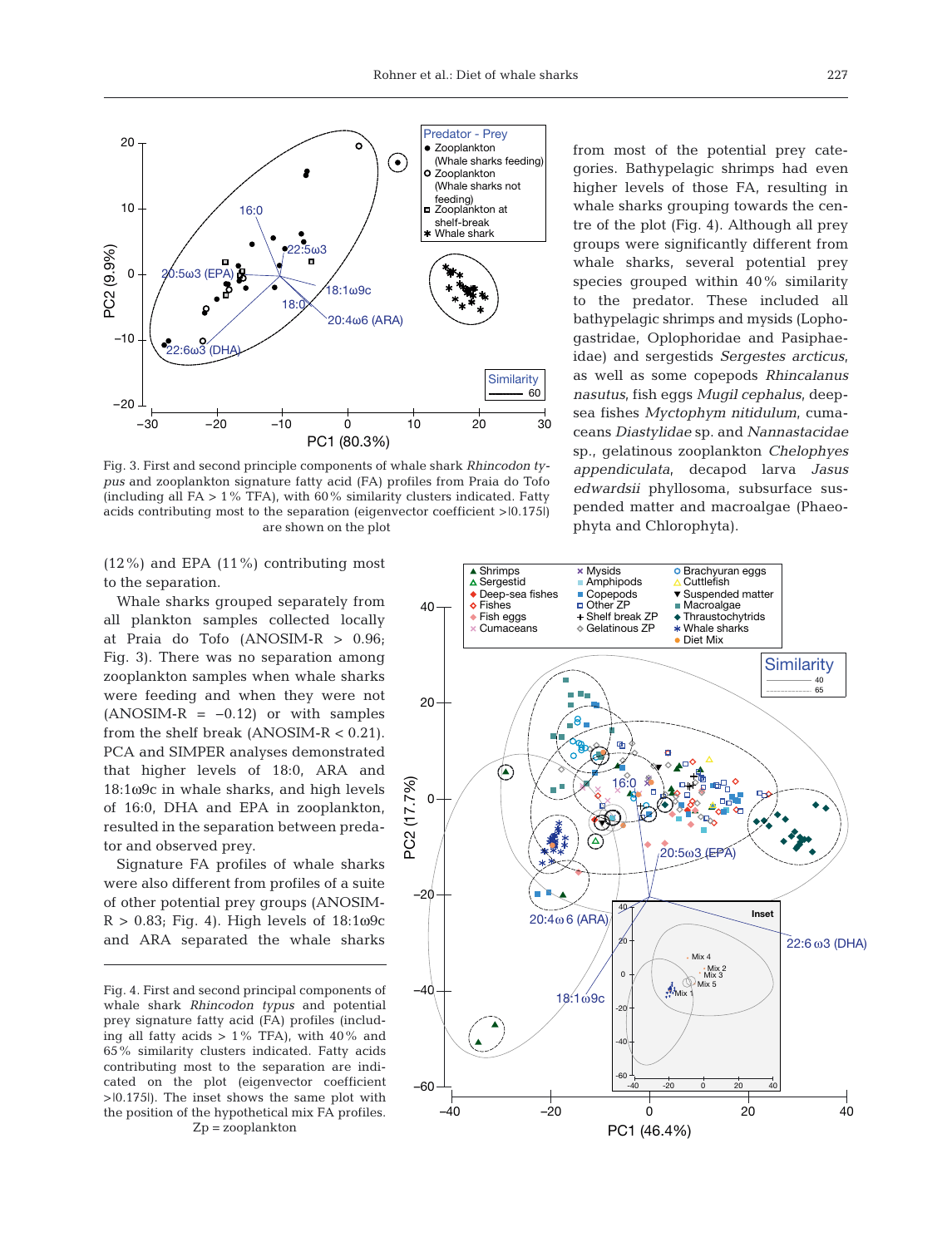Fig. 3. First and second principle components of whale shark *Rhincodon typus* and zooplankton signature fatty acid (FA) profiles from Praia do Tofo (including all FA > 1% TFA), with 60% similarity clusters indicated. Fatty acids contributing most to the separation (eigenvector coefficient >|0.175|) are shown on the plot

(12%) and EPA (11%) contributing most to the separation.

Whale sharks grouped separately from all plankton samples collected locally at Praia do Tofo (ANOSIM-R > 0.96; Fig. 3). There was no separation among zooplankton samples when whale sharks were feeding and when they were not (ANOSIM-R = −0.12) or with samples from the shelf break (ANOSIM-R < 0.21). PCA and SIMPER analyses demonstrated that higher levels of 18:0, ARA and 18:1ω9c in whale sharks, and high levels of 16:0, DHA and EPA in zooplankton, resulted in the separation between predator and observed prey.

Signature FA profiles of whale sharks were also different from profiles of a suite of other potential prey groups (ANOSIM-R > 0.83; Fig. 4). High levels of 18:1ω9c and ARA separated the whale sharks from most of the potential prey categories. Bathypelagic shrimps had even higher levels of those FA, resulting in whale sharks grouping towards the centre of the plot (Fig. 4). Although all prey groups were significantly different from whale sharks, several potential prey species grouped within 40% similarity to the predator. These included all bathypelagic shrimps and mysids (Lophogastridae, Oplophoridae and Pasiphaeidae) and sergestids *Sergestes arcticus*, as well as some copepods *Rhincalanus nasutus*, fish eggs *Mugil cephalus*, deep-sea fishes *Myctophym nitidulum*, cumaceans *Diastylidae* sp. and *Nannastacidae* sp., gelatinous zooplankton *Chelophyes appendiculata*, decapod larva *Jasus edwardsii* phyllosoma, subsurface suspended matter and macroalgae (Phaeophyta and Chlorophyta).

Fig. 4. First and second principal components of whale shark *Rhincodon typus* and potential prey signature fatty acid (FA) profiles (including all fatty acids > 1% TFA), with 40% and 65% similarity clusters indicated. Fatty acids contributing most to the separation are indicated on the plot (eigenvector coefficient >|0.175|). The inset shows the same plot with the position of the hypothetical mix FA profiles. Zp = zooplankton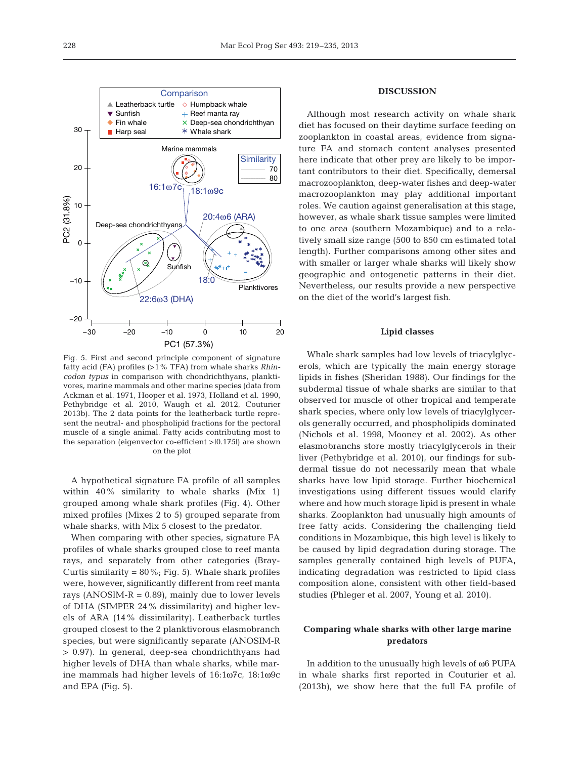Fig. 5. First and second principle component of signature fatty acid (FA) profiles (>1% TFA) from whale sharks *Rhincodon typus* in comparison with chondrichthyans, planktivores, marine mammals and other marine species (data from Ackman et al. 1971, Hooper et al. 1973, Holland et al. 1990, Pethybridge et al. 2010, Waugh et al. 2012, Couturier 2013b). The 2 data points for the leatherback turtle represent the neutral- and phospholipid fractions for the pectoral muscle of a single animal. Fatty acids contributing most to the separation (eigenvector co-efficient >|0.175|) are shown on the plot

A hypothetical signature FA profile of all samples within 40% similarity to whale sharks (Mix 1) grouped among whale shark profiles (Fig. 4). Other mixed profiles (Mixes 2 to 5) grouped separate from whale sharks, with Mix 5 closest to the predator.

When comparing with other species, signature FA profiles of whale sharks grouped close to reef manta rays, and separately from other categories (Bray-Curtis similarity = 80%; Fig. 5). Whale shark profiles were, however, significantly different from reef manta rays (ANOSIM-R = 0.89), mainly due to lower levels of DHA (SIMPER 24% dissimilarity) and higher levels of ARA (14% dissimilarity). Leatherback turtles grouped closest to the 2 planktivorous elasmobranch species, but were significantly separate (ANOSIM-R > 0.97). In general, deep-sea chondrichthyans had higher levels of DHA than whale sharks, while marine mammals had higher levels of 16:1ω7c, 18:1ω9c and EPA (Fig. 5).

## DISCUSSION

Although most research activity on whale shark diet has focused on their daytime surface feeding on zooplankton in coastal areas, evidence from signature FA and stomach content analyses presented here indicate that other prey are likely to be important contributors to their diet. Specifically, demersal macrozooplankton, deep-water fishes and deep-water macrozooplankton may play additional important roles. We caution against generalisation at this stage, however, as whale shark tissue samples were limited to one area (southern Mozambique) and to a relatively small size range (500 to 850 cm estimated total length). Further comparisons among other sites and with smaller or larger whale sharks will likely show geographic and ontogenetic patterns in their diet. Nevertheless, our results provide a new perspective on the diet of the world's largest fish.

### Lipid classes

Whale shark samples had low levels of triacylglycerols, which are typically the main energy storage lipids in fishes (Sheridan 1988). Our findings for the subdermal tissue of whale sharks are similar to that observed for muscle of other tropical and temperate shark species, where only low levels of triacylglycerols generally occurred, and phospholipids dominated (Nichols et al. 1998, Mooney et al. 2002). As other elasmobranchs store mostly triacylglycerols in their liver (Pethybridge et al. 2010), our findings for subdermal tissue do not necessarily mean that whale sharks have low lipid storage. Further biochemical investigations using different tissues would clarify where and how much storage lipid is present in whale sharks. Zooplankton had unusually high amounts of free fatty acids. Considering the challenging field conditions in Mozambique, this high level is likely to be caused by lipid degradation during storage. The samples generally contained high levels of PUFA, indicating degradation was restricted to lipid class composition alone, consistent with other field-based studies (Phleger et al. 2007, Young et al. 2010).

### Comparing whale sharks with other large marine predators

In addition to the unusually high levels of ω6 PUFA in whale sharks first reported in Couturier et al. (2013b), we show here that the full FA profile of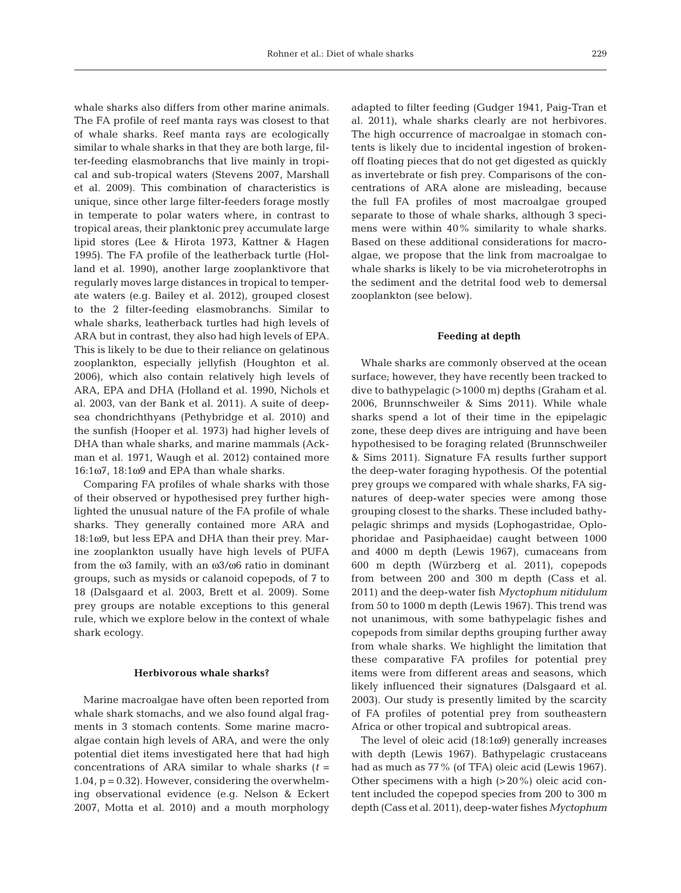whale sharks also differs from other marine animals. The FA profile of reef manta rays was closest to that of whale sharks. Reef manta rays are ecologically similar to whale sharks in that they are both large, filter-feeding elasmobranchs that live mainly in tropical and sub-tropical waters (Stevens 2007, Marshall et al. 2009). This combination of characteristics is unique, since other large filter-feeders forage mostly in temperate to polar waters where, in contrast to tropical areas, their planktonic prey accumulate large lipid stores (Lee & Hirota 1973, Kattner & Hagen 1995). The FA profile of the leatherback turtle (Holland et al. 1990), another large zooplanktivore that regularly moves large distances in tropical to temperate waters (e.g. Bailey et al. 2012), grouped closest to the 2 filter-feeding elasmobranchs. Similar to whale sharks, leatherback turtles had high levels of ARA but in contrast, they also had high levels of EPA. This is likely to be due to their reliance on gelatinous zooplankton, especially jellyfish (Houghton et al. 2006), which also contain relatively high levels of ARA, EPA and DHA (Holland et al. 1990, Nichols et al. 2003, van der Bank et al. 2011). A suite of deep-sea chondrichthyans (Pethybridge et al. 2010) and the sunfish (Hooper et al. 1973) had higher levels of DHA than whale sharks, and marine mammals (Ackman et al. 1971, Waugh et al. 2012) contained more 16:1ω7, 18:1ω9 and EPA than whale sharks.

Comparing FA profiles of whale sharks with those of their observed or hypothesised prey further highlighted the unusual nature of the FA profile of whale sharks. They generally contained more ARA and 18:1ω9, but less EPA and DHA than their prey. Marine zooplankton usually have high levels of PUFA from the ω3 family, with an ω3/ω6 ratio in dominant groups, such as mysids or calanoid copepods, of 7 to 18 (Dalsgaard et al. 2003, Brett et al. 2009). Some prey groups are notable exceptions to this general rule, which we explore below in the context of whale shark ecology.

## Herbivorous whale sharks?

Marine macroalgae have often been reported from whale shark stomachs, and we also found algal fragments in 3 stomach contents. Some marine macroalgae contain high levels of ARA, and were the only potential diet items investigated here that had high concentrations of ARA similar to whale sharks ($t$ = 1.04, $p$ = 0.32). However, considering the overwhelming observational evidence (e.g. Nelson & Eckert 2007, Motta et al. 2010) and a mouth morphology adapted to filter feeding (Gudger 1941, Paig-Tran et al. 2011), whale sharks clearly are not herbivores. The high occurrence of macroalgae in stomach contents is likely due to incidental ingestion of broken-off floating pieces that do not get digested as quickly as invertebrate or fish prey. Comparisons of the concentrations of ARA alone are misleading, because the full FA profiles of most macroalgae grouped separate to those of whale sharks, although 3 specimens were within 40% similarity to whale sharks. Based on these additional considerations for macroalgae, we propose that the link from macroalgae to whale sharks is likely to be via microheterotrophs in the sediment and the detrital food web to demersal zooplankton (see below).

## Feeding at depth

Whale sharks are commonly observed at the ocean surface; however, they have recently been tracked to dive to bathypelagic (>1000 m) depths (Graham et al. 2006, Brunnschweiler & Sims 2011). While whale sharks spend a lot of their time in the epipelagic zone, these deep dives are intriguing and have been hypothesised to be foraging related (Brunnschweiler & Sims 2011). Signature FA results further support the deep-water foraging hypothesis. Of the potential prey groups we compared with whale sharks, FA signatures of deep-water species were among those grouping closest to the sharks. These included bathypelagic shrimps and mysids (Lophogastridae, Oplophoridae and Pasiphaeidae) caught between 1000 and 4000 m depth (Lewis 1967), cumaceans from 600 m depth (Würzberg et al. 2011), copepods from between 200 and 300 m depth (Cass et al. 2011) and the deep-water fish *Myctophum nitidulum* from 50 to 1000 m depth (Lewis 1967). This trend was not unanimous, with some bathypelagic fishes and copepods from similar depths grouping further away from whale sharks. We highlight the limitation that these comparative FA profiles for potential prey items were from different areas and seasons, which likely influenced their signatures (Dalsgaard et al. 2003). Our study is presently limited by the scarcity of FA profiles of potential prey from southeastern Africa or other tropical and subtropical areas.

The level of oleic acid (18:1ω9) generally increases with depth (Lewis 1967). Bathypelagic crustaceans had as much as 77% (of TFA) oleic acid (Lewis 1967). Other specimens with a high (>20%) oleic acid content included the copepod species from 200 to 300 m depth (Cass et al. 2011), deep-water fishes *Myctophum*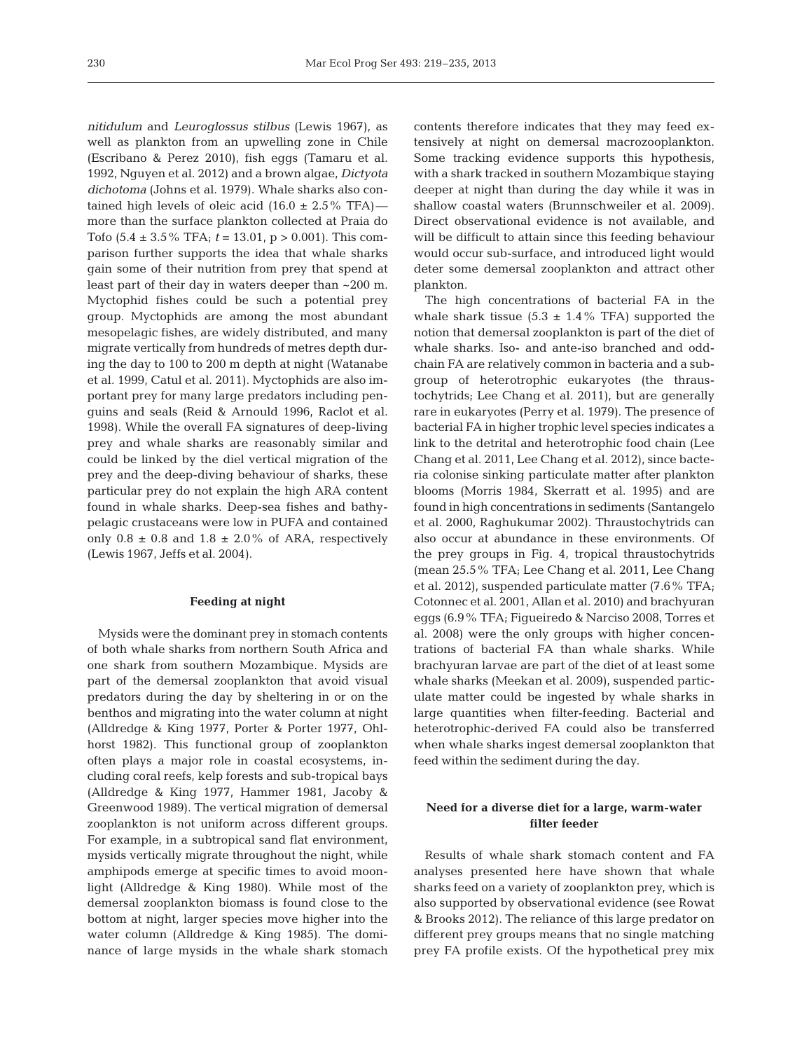*nitidulum* and *Leuroglossus stilbus* (Lewis 1967), as well as plankton from an upwelling zone in Chile (Escribano & Perez 2010), fish eggs (Tamaru et al. 1992, Nguyen et al. 2012) and a brown algae, *Dictyota dichotoma* (Johns et al. 1979). Whale sharks also contained high levels of oleic acid (16.0 ± 2.5% TFA)—more than the surface plankton collected at Praia do Tofo (5.4 ± 3.5% TFA; $t = 13.01$, $p > 0.001$). This comparison further supports the idea that whale sharks gain some of their nutrition from prey that spend at least part of their day in waters deeper than ~200 m. Myctophid fishes could be such a potential prey group. Myctophids are among the most abundant mesopelagic fishes, are widely distributed, and many migrate vertically from hundreds of metres depth during the day to 100 to 200 m depth at night (Watanabe et al. 1999, Catul et al. 2011). Myctophids are also important prey for many large predators including penguins and seals (Reid & Arnould 1996, Raclot et al. 1998). While the overall FA signatures of deep-living prey and whale sharks are reasonably similar and could be linked by the diel vertical migration of the prey and the deep-diving behaviour of sharks, these particular prey do not explain the high ARA content found in whale sharks. Deep-sea fishes and bathypelagic crustaceans were low in PUFA and contained only 0.8 ± 0.8 and 1.8 ± 2.0% of ARA, respectively (Lewis 1967, Jeffs et al. 2004).

## Feeding at night

Mysids were the dominant prey in stomach contents of both whale sharks from northern South Africa and one shark from southern Mozambique. Mysids are part of the demersal zooplankton that avoid visual predators during the day by sheltering in or on the benthos and migrating into the water column at night (Alldredge & King 1977, Porter & Porter 1977, Ohlhorst 1982). This functional group of zooplankton often plays a major role in coastal ecosystems, including coral reefs, kelp forests and sub-tropical bays (Alldredge & King 1977, Hammer 1981, Jacoby & Greenwood 1989). The vertical migration of demersal zooplankton is not uniform across different groups. For example, in a subtropical sand flat environment, mysids vertically migrate throughout the night, while amphipods emerge at specific times to avoid moonlight (Alldredge & King 1980). While most of the demersal zooplankton biomass is found close to the bottom at night, larger species move higher into the water column (Alldredge & King 1985). The dominance of large mysids in the whale shark stomach contents therefore indicates that they may feed extensively at night on demersal macrozooplankton. Some tracking evidence supports this hypothesis, with a shark tracked in southern Mozambique staying deeper at night than during the day while it was in shallow coastal waters (Brunnschweiler et al. 2009). Direct observational evidence is not available, and will be difficult to attain since this feeding behaviour would occur sub-surface, and introduced light would deter some demersal zooplankton and attract other plankton.

The high concentrations of bacterial FA in the whale shark tissue (5.3 ± 1.4% TFA) supported the notion that demersal zooplankton is part of the diet of whale sharks. Iso- and ante-iso branched and odd-chain FA are relatively common in bacteria and a subgroup of heterotrophic eukaryotes (the thraustochytrids; Lee Chang et al. 2011), but are generally rare in eukaryotes (Perry et al. 1979). The presence of bacterial FA in higher trophic level species indicates a link to the detrital and heterotrophic food chain (Lee Chang et al. 2011, Lee Chang et al. 2012), since bacteria colonise sinking particulate matter after plankton blooms (Morris 1984, Skerratt et al. 1995) and are found in high concentrations in sediments (Santangelo et al. 2000, Raghukumar 2002). Thraustochytrids can also occur at abundance in these environments. Of the prey groups in Fig. 4, tropical thraustochytrids (mean 25.5% TFA; Lee Chang et al. 2011, Lee Chang et al. 2012), suspended particulate matter (7.6% TFA; Cotonnec et al. 2001, Allan et al. 2010) and brachyuran eggs (6.9% TFA; Figueiredo & Narciso 2008, Torres et al. 2008) were the only groups with higher concentrations of bacterial FA than whale sharks. While brachyuran larvae are part of the diet of at least some whale sharks (Meekan et al. 2009), suspended particulate matter could be ingested by whale sharks in large quantities when filter-feeding. Bacterial and heterotrophic-derived FA could also be transferred when whale sharks ingest demersal zooplankton that feed within the sediment during the day.

## Need for a diverse diet for a large, warm-water filter feeder

Results of whale shark stomach content and FA analyses presented here have shown that whale sharks feed on a variety of zooplankton prey, which is also supported by observational evidence (see Rowat & Brooks 2012). The reliance of this large predator on different prey groups means that no single matching prey FA profile exists. Of the hypothetical prey mix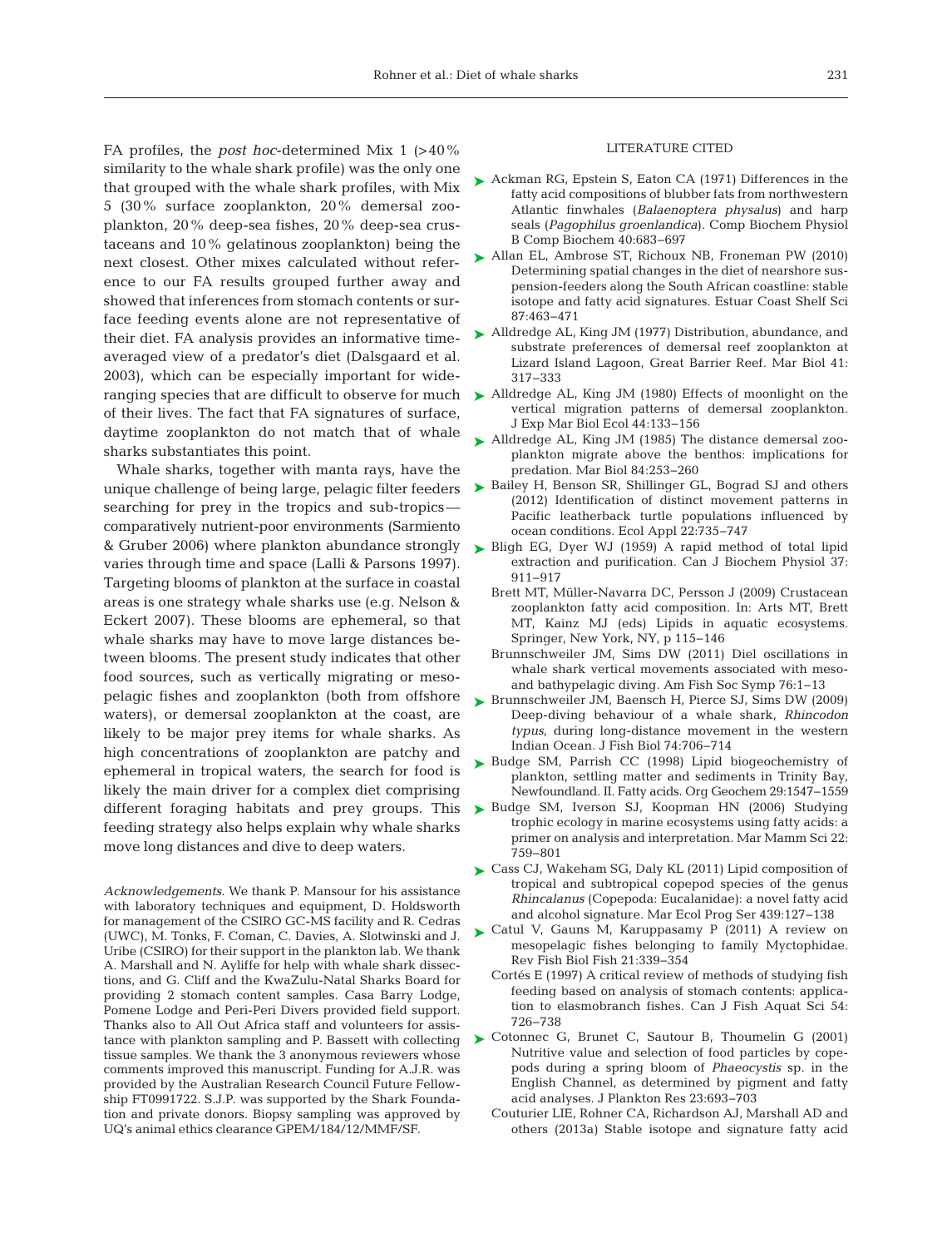FA profiles, the *post hoc*-determined Mix 1 (>40% similarity to the whale shark profile) was the only one that grouped with the whale shark profiles, with Mix 5 (30% surface zooplankton, 20% demersal zooplankton, 20% deep-sea fishes, 20% deep-sea crustaceans and 10% gelatinous zooplankton) being the next closest. Other mixes calculated without reference to our FA results grouped further away and showed that inferences from stomach contents or surface feeding events alone are not representative of their diet. FA analysis provides an informative time-averaged view of a predator's diet (Dalsgaard et al. 2003), which can be especially important for wide-ranging species that are difficult to observe for much of their lives. The fact that FA signatures of surface, daytime zooplankton do not match that of whale sharks substantiates this point.

Whale sharks, together with manta rays, have the unique challenge of being large, pelagic filter feeders searching for prey in the tropics and sub-tropics—comparatively nutrient-poor environments (Sarmiento & Gruber 2006) where plankton abundance strongly varies through time and space (Lalli & Parsons 1997). Targeting blooms of plankton at the surface in coastal areas is one strategy whale sharks use (e.g. Nelson & Eckert 2007). These blooms are ephemeral, so that whale sharks may have to move large distances between blooms. The present study indicates that other food sources, such as vertically migrating or mesopelagic fishes and zooplankton (both from offshore waters), or demersal zooplankton at the coast, are likely to be major prey items for whale sharks. As high concentrations of zooplankton are patchy and ephemeral in tropical waters, the search for food is likely the main driver for a complex diet comprising different foraging habitats and prey groups. This feeding strategy also helps explain why whale sharks move long distances and dive to deep waters.

*Acknowledgements.* We thank P. Mansour for his assistance with laboratory techniques and equipment, D. Holdsworth for management of the CSIRO GC-MS facility and R. Cedras (UWC), M. Tonks, F. Coman, C. Davies, A. Slotwinski and J. Uribe (CSIRO) for their support in the plankton lab. We thank A. Marshall and N. Ayliffe for help with whale shark dissections, and G. Cliff and the KwaZulu-Natal Sharks Board for providing 2 stomach content samples. Casa Barry Lodge, Pomene Lodge and Peri-Peri Divers provided field support. Thanks also to All Out Africa staff and volunteers for assistance with plankton sampling and P. Bassett with collecting tissue samples. We thank the 3 anonymous reviewers whose comments improved this manuscript. Funding for A.J.R. was provided by the Australian Research Council Future Fellowship FT0991722. S.J.P. was supported by the Shark Foundation and private donors. Biopsy sampling was approved by UQ's animal ethics clearance GPEM/184/12/MMF/SF.

## LITERATURE CITED

- Ackman RG, Epstein S, Eaton CA (1971) Differences in the fatty acid compositions of blubber fats from northwestern Atlantic finwhales (*Balaenoptera physalus*) and harp seals (*Pagophilus groenlandica*). Comp Biochem Physiol B Comp Biochem 40:683−697
- Allan EL, Ambrose ST, Richoux NB, Froneman PW (2010) Determining spatial changes in the diet of nearshore suspension-feeders along the South African coastline: stable isotope and fatty acid signatures. Estuar Coast Shelf Sci 87:463−471
- Alldredge AL, King JM (1977) Distribution, abundance, and substrate preferences of demersal reef zooplankton at Lizard Island Lagoon, Great Barrier Reef. Mar Biol 41: 317−333
- Alldredge AL, King JM (1980) Effects of moonlight on the vertical migration patterns of demersal zooplankton. J Exp Mar Biol Ecol 44:133−156
- Alldredge AL, King JM (1985) The distance demersal zooplankton migrate above the benthos: implications for predation. Mar Biol 84:253−260
- Bailey H, Benson SR, Shillinger GL, Bograd SJ and others (2012) Identification of distinct movement patterns in Pacific leatherback turtle populations influenced by ocean conditions. Ecol Appl 22:735−747
- Bligh EG, Dyer WJ (1959) A rapid method of total lipid extraction and purification. Can J Biochem Physiol 37: 911−917
- Brett MT, Müller-Navarra DC, Persson J (2009) Crustacean zooplankton fatty acid composition. In: Arts MT, Brett MT, Kainz MJ (eds) Lipids in aquatic ecosystems. Springer, New York, NY, p 115−146
- Brunnschweiler JM, Sims DW (2011) Diel oscillations in whale shark vertical movements associated with meso- and bathypelagic diving. Am Fish Soc Symp 76:1−13
- Brunnschweiler JM, Baensch H, Pierce SJ, Sims DW (2009) Deep-diving behaviour of a whale shark, *Rhincodon typus*, during long-distance movement in the western Indian Ocean. J Fish Biol 74:706−714
- Budge SM, Parrish CC (1998) Lipid biogeochemistry of plankton, settling matter and sediments in Trinity Bay, Newfoundland. II. Fatty acids. Org Geochem 29:1547−1559
- Budge SM, Iverson SJ, Koopman HN (2006) Studying trophic ecology in marine ecosystems using fatty acids: a primer on analysis and interpretation. Mar Mamm Sci 22: 759−801
- Cass CJ, Wakeham SG, Daly KL (2011) Lipid composition of tropical and subtropical copepod species of the genus *Rhincalanus* (Copepoda: Eucalanidae): a novel fatty acid and alcohol signature. Mar Ecol Prog Ser 439:127−138
- Catul V, Gauns M, Karuppasamy P (2011) A review on mesopelagic fishes belonging to family Myctophidae. Rev Fish Biol Fish 21:339−354
- Cortés E (1997) A critical review of methods of studying fish feeding based on analysis of stomach contents: application to elasmobranch fishes. Can J Fish Aquat Sci 54: 726−738
- Cotonnec G, Brunet C, Sautour B, Thoumelin G (2001) Nutritive value and selection of food particles by copepods during a spring bloom of *Phaeocystis* sp. in the English Channel, as determined by pigment and fatty acid analyses. J Plankton Res 23:693−703
- Couturier LIE, Rohner CA, Richardson AJ, Marshall AD and others (2013a) Stable isotope and signature fatty acid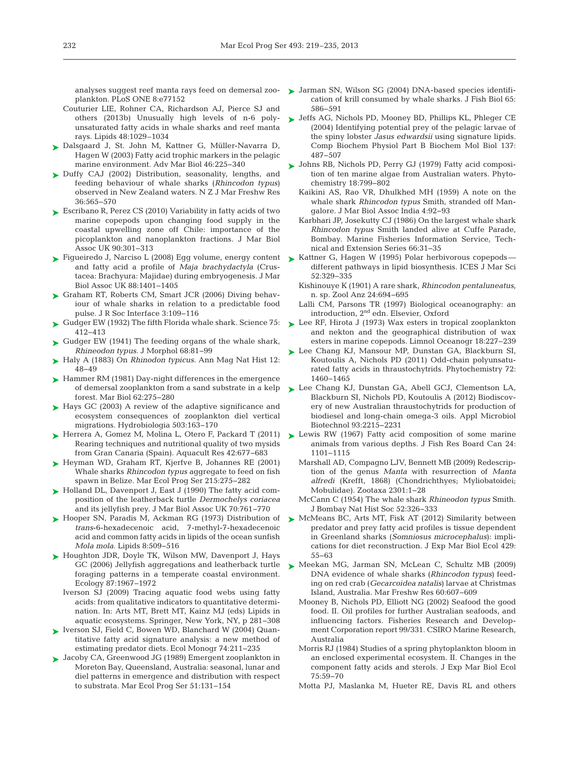analyses suggest reef manta rays feed on demersal zooplankton. PLoS ONE 8:e77152

Couturier LIE, Rohner CA, Richardson AJ, Pierce SJ and others (2013b) Unusually high levels of n-6 polyunsaturated fatty acids in whale sharks and reef manta rays. Lipids 48:1029–1034

Dalsgaard J, St. John M, Kattner G, Müller-Navarra D, Hagen W (2003) Fatty acid trophic markers in the pelagic marine environment. Adv Mar Biol 46:225–340

Duffy CAJ (2002) Distribution, seasonality, lengths, and feeding behaviour of whale sharks (*Rhincodon typus*) observed in New Zealand waters. N Z J Mar Freshw Res 36:565–570

Escribano R, Perez CS (2010) Variability in fatty acids of two marine copepods upon changing food supply in the coastal upwelling zone off Chile: importance of the picoplankton and nanoplankton fractions. J Mar Biol Assoc UK 90:301–313

Figueiredo J, Narciso L (2008) Egg volume, energy content and fatty acid a profile of *Maja brachydactyla* (Crustacea: Brachyura: Majidae) during embryogenesis. J Mar Biol Assoc UK 88:1401–1405

Graham RT, Roberts CM, Smart JCR (2006) Diving behaviour of whale sharks in relation to a predictable food pulse. J R Soc Interface 3:109–116

Gudger EW (1932) The fifth Florida whale shark. Science 75: 412–413

Gudger EW (1941) The feeding organs of the whale shark, *Rhineodon typus*. J Morphol 68:81–99

Haly A (1883) On *Rhinodon typicus*. Ann Mag Nat Hist 12: 48–49

Hammer RM (1981) Day-night differences in the emergence of demersal zooplankton from a sand substrate in a kelp forest. Mar Biol 62:275–280

Hays GC (2003) A review of the adaptive significance and ecosystem consequences of zooplankton diel vertical migrations. Hydrobiologia 503:163–170

Herrera A, Gomez M, Molina L, Otero F, Packard T (2011) Rearing techniques and nutritional quality of two mysids from Gran Canaria (Spain). Aquacult Res 42:677–683

Heyman WD, Graham RT, Kjerfve B, Johannes RE (2001) Whale sharks *Rhincodon typus* aggregate to feed on fish spawn in Belize. Mar Ecol Prog Ser 215:275–282

Holland DL, Davenport J, East J (1990) The fatty acid composition of the leatherback turtle *Dermochelys coriacea* and its jellyfish prey. J Mar Biol Assoc UK 70:761–770

Hooper SN, Paradis M, Ackman RG (1973) Distribution of *trans*-6-hexadecenoic acid, 7-methyl-7-hexadecenoic acid and common fatty acids in lipids of the ocean sunfish *Mola mola*. Lipids 8:509–516

Houghton JDR, Doyle TK, Wilson MW, Davenport J, Hays GC (2006) Jellyfish aggregations and leatherback turtle foraging patterns in a temperate coastal environment. Ecology 87:1967–1972

Iverson SJ (2009) Tracing aquatic food webs using fatty acids: from qualitative indicators to quantitative determination. In: Arts MT, Brett MT, Kainz MJ (eds) Lipids in aquatic ecosystems. Springer, New York, NY, p 281–308

Iverson SJ, Field C, Bowen WD, Blanchard W (2004) Quantitative fatty acid signature analysis: a new method of estimating predator diets. Ecol Monogr 74:211–235

Jacoby CA, Greenwood JG (1989) Emergent zooplankton in Moreton Bay, Queensland, Australia: seasonal, lunar and diel patterns in emergence and distribution with respect to substrata. Mar Ecol Prog Ser 51:131–154

Jarman SN, Wilson SG (2004) DNA-based species identification of krill consumed by whale sharks. J Fish Biol 65: 586–591

Jeffs AG, Nichols PD, Mooney BD, Phillips KL, Phleger CE (2004) Identifying potential prey of the pelagic larvae of the spiny lobster *Jasus edwardsii* using signature lipids. Comp Biochem Physiol Part B Biochem Mol Biol 137: 487–507

Johns RB, Nichols PD, Perry GJ (1979) Fatty acid composition of ten marine algae from Australian waters. Phytochemistry 18:799–802

Kaikini AS, Rao VR, Dhulkhed MH (1959) A note on the whale shark *Rhincodon typus* Smith, stranded off Mangalore. J Mar Biol Assoc India 4:92–93

Karbhari JP, Josekutty CJ (1986) On the largest whale shark *Rhincodon typus* Smith landed alive at Cuffe Parade, Bombay. Marine Fisheries Information Service, Technical and Extension Series 66:31–35

Kattner G, Hagen W (1995) Polar herbivorous copepods—different pathways in lipid biosynthesis. ICES J Mar Sci 52:329–335

Kishinouye K (1901) A rare shark, *Rhincodon pentaluneatus*, n. sp. Zool Anz 24:694–695

Lalli CM, Parsons TR (1997) Biological oceanography: an introduction, 2nd edn. Elsevier, Oxford

Lee RF, Hirota J (1973) Wax esters in tropical zooplankton and nekton and the geographical distribution of wax esters in marine copepods. Limnol Oceanogr 18:227–239

Lee Chang KJ, Mansour MP, Dunstan GA, Blackburn SI, Koutoulis A, Nichols PD (2011) Odd-chain polyunsaturated fatty acids in thraustochytrids. Phytochemistry 72: 1460–1465

Lee Chang KJ, Dunstan GA, Abell GCJ, Clementson LA, Blackburn SI, Nichols PD, Koutoulis A (2012) Biodiscovery of new Australian thraustochytrids for production of biodiesel and long-chain omega-3 oils. Appl Microbiol Biotechnol 93:2215–2231

Lewis RW (1967) Fatty acid composition of some marine animals from various depths. J Fish Res Board Can 24: 1101–1115

Marshall AD, Compagno LJV, Bennett MB (2009) Redescription of the genus *Manta* with resurrection of *Manta alfredi* (Krefft, 1868) (Chondrichthyes; Myliobatoidei; Mobulidae). Zootaxa 2301:1–28

McCann C (1954) The whale shark *Rhineodon typus* Smith. J Bombay Nat Hist Soc 52:326–333

McMeans BC, Arts MT, Fisk AT (2012) Similarity between predator and prey fatty acid profiles is tissue dependent in Greenland sharks (*Somniosus microcephalus*): implications for diet reconstruction. J Exp Mar Biol Ecol 429: 55–63

Meekan MG, Jarman SN, McLean C, Schultz MB (2009) DNA evidence of whale sharks (*Rhincodon typus*) feeding on red crab (*Gecarcoidea natalis*) larvae at Christmas Island, Australia. Mar Freshw Res 60:607–609

Mooney B, Nichols PD, Elliott NG (2002) Seafood the good food. II. Oil profiles for further Australian seafoods, and influencing factors. Fisheries Research and Development Corporation report 99/331. CSIRO Marine Research, Australia

Morris RJ (1984) Studies of a spring phytoplankton bloom in an enclosed experimental ecosystem. II. Changes in the component fatty acids and sterols. J Exp Mar Biol Ecol 75:59–70

Motta PJ, Maslanka M, Hueter RE, Davis RL and others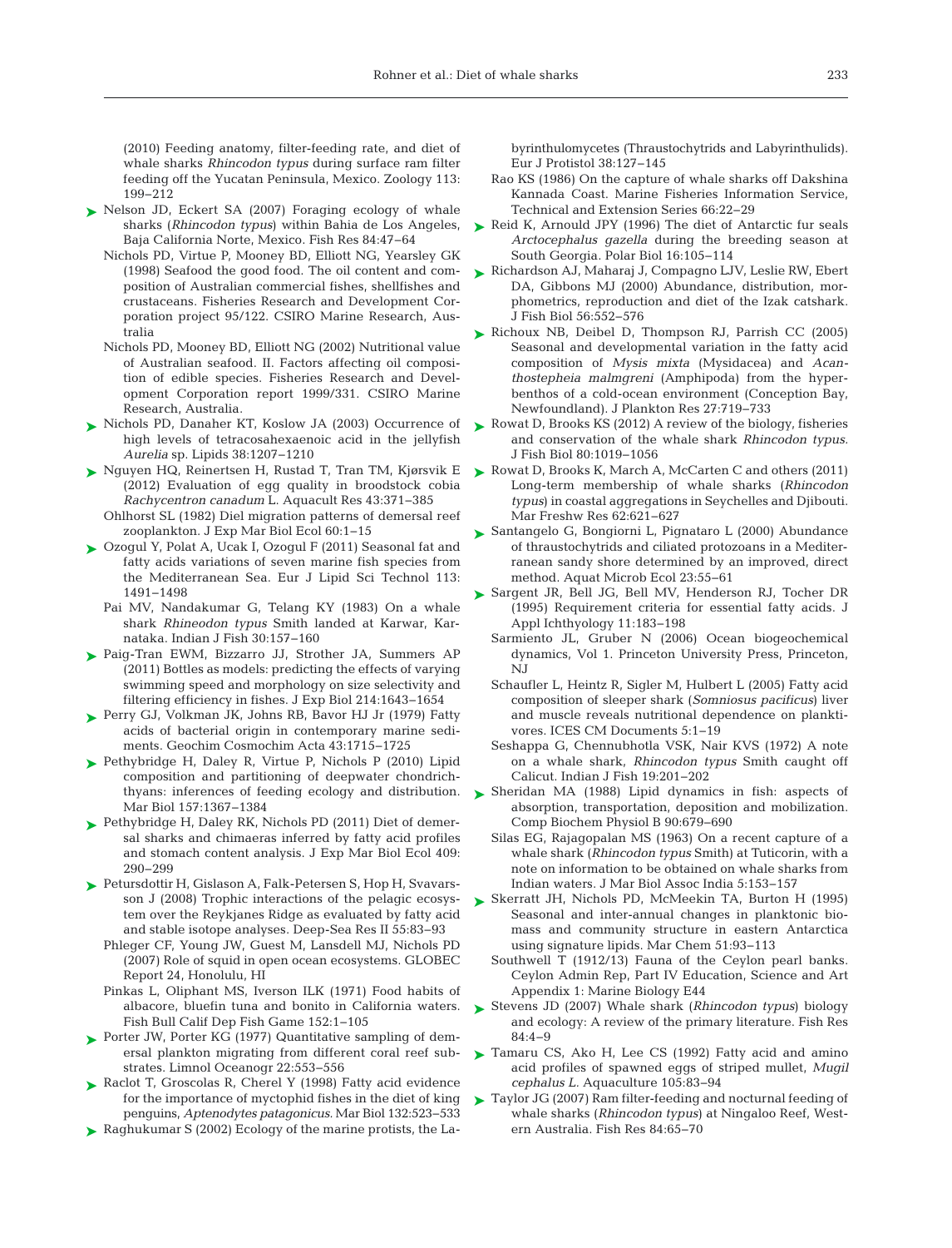(2010) Feeding anatomy, filter-feeding rate, and diet of whale sharks *Rhincodon typus* during surface ram filter feeding off the Yucatan Peninsula, Mexico. Zoology 113: 199–212

Nelson JD, Eckert SA (2007) Foraging ecology of whale sharks (*Rhincodon typus*) within Bahia de Los Angeles, Baja California Norte, Mexico. Fish Res 84:47–64

Nichols PD, Virtue P, Mooney BD, Elliott NG, Yearsley GK (1998) Seafood the good food. The oil content and composition of Australian commercial fishes, shellfishes and crustaceans. Fisheries Research and Development Corporation project 95/122. CSIRO Marine Research, Australia

Nichols PD, Mooney BD, Elliott NG (2002) Nutritional value of Australian seafood. II. Factors affecting oil composition of edible species. Fisheries Research and Development Corporation report 1999/331. CSIRO Marine Research, Australia.

Nichols PD, Danaher KT, Koslow JA (2003) Occurrence of high levels of tetracosahexaenoic acid in the jellyfish *Aurelia* sp. Lipids 38:1207–1210

Nguyen HQ, Reinertsen H, Rustad T, Tran TM, Kjørsvik E (2012) Evaluation of egg quality in broodstock cobia *Rachycentron canadum* L. Aquacult Res 43:371–385

Ohlhorst SL (1982) Diel migration patterns of demersal reef zooplankton. J Exp Mar Biol Ecol 60:1–15

Ozogul Y, Polat A, Ucak I, Ozogul F (2011) Seasonal fat and fatty acids variations of seven marine fish species from the Mediterranean Sea. Eur J Lipid Sci Technol 113: 1491–1498

Pai MV, Nandakumar G, Telang KY (1983) On a whale shark *Rhineodon typus* Smith landed at Karwar, Karnataka. Indian J Fish 30:157–160

Paig-Tran EWM, Bizzarro JJ, Strother JA, Summers AP (2011) Bottles as models: predicting the effects of varying swimming speed and morphology on size selectivity and filtering efficiency in fishes. J Exp Biol 214:1643–1654

Perry GJ, Volkman JK, Johns RB, Bavor HJ Jr (1979) Fatty acids of bacterial origin in contemporary marine sediments. Geochim Cosmochim Acta 43:1715–1725

Pethybridge H, Daley R, Virtue P, Nichols P (2010) Lipid composition and partitioning of deepwater chondrichthyans: inferences of feeding ecology and distribution. Mar Biol 157:1367–1384

Pethybridge H, Daley RK, Nichols PD (2011) Diet of demersal sharks and chimaeras inferred by fatty acid profiles and stomach content analysis. J Exp Mar Biol Ecol 409: 290–299

Petursdottir H, Gislason A, Falk-Petersen S, Hop H, Svavarsson J (2008) Trophic interactions of the pelagic ecosystem over the Reykjanes Ridge as evaluated by fatty acid and stable isotope analyses. Deep-Sea Res II 55:83–93

Phleger CF, Young JW, Guest M, Lansdell MJ, Nichols PD (2007) Role of squid in open ocean ecosystems. GLOBEC Report 24, Honolulu, HI

Pinkas L, Oliphant MS, Iverson ILK (1971) Food habits of albacore, bluefin tuna and bonito in California waters. Fish Bull Calif Dep Fish Game 152:1–105

Porter JW, Porter KG (1977) Quantitative sampling of demersal plankton migrating from different coral reef substrates. Limnol Oceanogr 22:553–556

Raclot T, Groscolas R, Cherel Y (1998) Fatty acid evidence for the importance of myctophid fishes in the diet of king penguins, *Aptenodytes patagonicus*. Mar Biol 132:523–533

Raghukumar S (2002) Ecology of the marine protists, the Labyrinthulomycetes (Thraustochytrids and Labyrinthulids). Eur J Protistol 38:127–145

Rao KS (1986) On the capture of whale sharks off Dakshina Kannada Coast. Marine Fisheries Information Service, Technical and Extension Series 66:22–29

Reid K, Arnould JPY (1996) The diet of Antarctic fur seals *Arctocephalus gazella* during the breeding season at South Georgia. Polar Biol 16:105–114

Richardson AJ, Maharaj J, Compagno LJV, Leslie RW, Ebert DA, Gibbons MJ (2000) Abundance, distribution, morphometrics, reproduction and diet of the Izak catshark. J Fish Biol 56:552–576

Richoux NB, Deibel D, Thompson RJ, Parrish CC (2005) Seasonal and developmental variation in the fatty acid composition of *Mysis mixta* (Mysidacea) and *Acanthostepheia malmgreni* (Amphipoda) from the hyperbenthos of a cold-ocean environment (Conception Bay, Newfoundland). J Plankton Res 27:719–733

Rowat D, Brooks KS (2012) A review of the biology, fisheries and conservation of the whale shark *Rhincodon typus*. J Fish Biol 80:1019–1056

Rowat D, Brooks K, March A, McCarten C and others (2011) Long-term membership of whale sharks (*Rhincodon typus*) in coastal aggregations in Seychelles and Djibouti. Mar Freshw Res 62:621–627

Santangelo G, Bongiorni L, Pignataro L (2000) Abundance of thraustochytrids and ciliated protozoans in a Mediterranean sandy shore determined by an improved, direct method. Aquat Microb Ecol 23:55–61

Sargent JR, Bell JG, Bell MV, Henderson RJ, Tocher DR (1995) Requirement criteria for essential fatty acids. J Appl Ichthyology 11:183–198

Sarmiento JL, Gruber N (2006) Ocean biogeochemical dynamics, Vol 1. Princeton University Press, Princeton, NJ

Schaufler L, Heintz R, Sigler M, Hulbert L (2005) Fatty acid composition of sleeper shark (*Somniosus pacificus*) liver and muscle reveals nutritional dependence on planktivores. ICES CM Documents 5:1–19

Seshappa G, Chennubhotla VSK, Nair KVS (1972) A note on a whale shark, *Rhincodon typus* Smith caught off Calicut. Indian J Fish 19:201–202

Sheridan MA (1988) Lipid dynamics in fish: aspects of absorption, transportation, deposition and mobilization. Comp Biochem Physiol B 90:679–690

Silas EG, Rajagopalan MS (1963) On a recent capture of a whale shark (*Rhincodon typus* Smith) at Tuticorin, with a note on information to be obtained on whale sharks from Indian waters. J Mar Biol Assoc India 5:153–157

Skerratt JH, Nichols PD, McMeekin TA, Burton H (1995) Seasonal and inter-annual changes in planktonic biomass and community structure in eastern Antarctica using signature lipids. Mar Chem 51:93–113

Southwell T (1912/13) Fauna of the Ceylon pearl banks. Ceylon Admin Rep, Part IV Education, Science and Art Appendix 1: Marine Biology E44

Stevens JD (2007) Whale shark (*Rhincodon typus*) biology and ecology: A review of the primary literature. Fish Res 84:4–9

Tamaru CS, Ako H, Lee CS (1992) Fatty acid and amino acid profiles of spawned eggs of striped mullet, *Mugil cephalus L.* Aquaculture 105:83–94

Taylor JG (2007) Ram filter-feeding and nocturnal feeding of whale sharks (*Rhincodon typus*) at Ningaloo Reef, Western Australia. Fish Res 84:65–70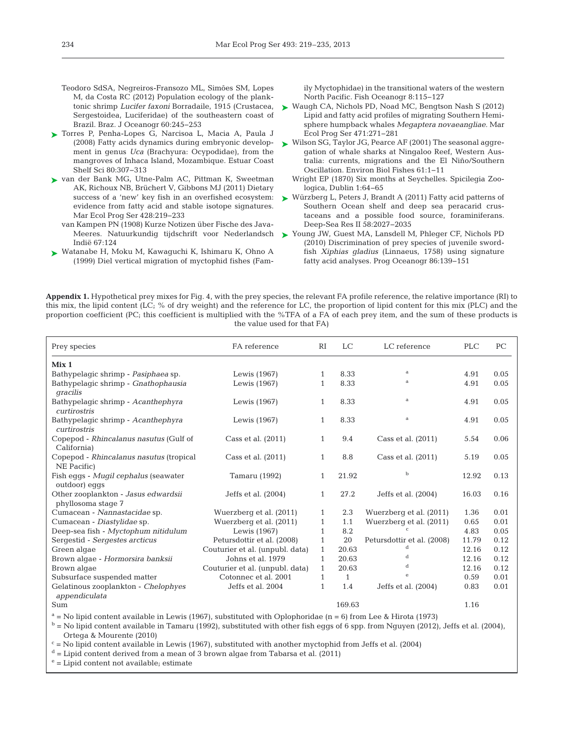Teodoro SdSA, Negreiros-Fransozo ML, Simões SM, Lopes M, da Costa RC (2012) Population ecology of the planktonic shrimp *Lucifer faxoni* Borradaile, 1915 (Crustacea, Sergestoidea, Luciferidae) of the southeastern coast of Brazil. Braz. J Oceanogr 60:245−253

Torres P, Penha-Lopes G, Narcisoa L, Macia A, Paula J (2008) Fatty acids dynamics during embryonic development in genus *Uca* (Brachyura: Ocypodidae), from the mangroves of Inhaca Island, Mozambique. Estuar Coast Shelf Sci 80:307−313

van der Bank MG, Utne-Palm AC, Pittman K, Sweetman AK, Richoux NB, Brüchert V, Gibbons MJ (2011) Dietary success of a 'new' key fish in an overfished ecosystem: evidence from fatty acid and stable isotope signatures. Mar Ecol Prog Ser 428:219−233

van Kampen PN (1908) Kurze Notizen über Fische des Java-Meeres. Natuurkundig tijdschrift voor Nederlandsch Indië 67:124

Watanabe H, Moku M, Kawaguchi K, Ishimaru K, Ohno A (1999) Diel vertical migration of myctophid fishes (Family Myctophidae) in the transitional waters of the western North Pacific. Fish Oceanogr 8:115−127

Waugh CA, Nichols PD, Noad MC, Bengtson Nash S (2012) Lipid and fatty acid profiles of migrating Southern Hemisphere humpback whales *Megaptera novaeangliae*. Mar Ecol Prog Ser 471:271−281

Wilson SG, Taylor JG, Pearce AF (2001) The seasonal aggregation of whale sharks at Ningaloo Reef, Western Australia: currents, migrations and the El Niño/Southern Oscillation. Environ Biol Fishes 61:1−11

Wright EP (1870) Six months at Seychelles. Spicilegia Zoologica, Dublin 1:64−65

Würzberg L, Peters J, Brandt A (2011) Fatty acid patterns of Southern Ocean shelf and deep sea peracarid crustaceans and a possible food source, foraminiferans. Deep-Sea Res II 58:2027−2035

Young JW, Guest MA, Lansdell M, Phleger CF, Nichols PD (2010) Discrimination of prey species of juvenile swordfish *Xiphias gladius* (Linnaeus, 1758) using signature fatty acid analyses. Prog Oceanogr 86:139−151

**Appendix 1.** Hypothetical prey mixes for Fig. 4, with the prey species, the relevant FA profile reference, the relative importance (RI) to this mix, the lipid content (LC; % of dry weight) and the reference for LC, the proportion of lipid content for this mix (PLC) and the proportion coefficient (PC; this coefficient is multiplied with the %TFA of a FA of each prey item, and the sum of these products is the value used for that FA)

| Prey species | FA reference | RI | LC | LC reference | PLC | PC |
|---|---|---|---|---|---|---|
| **Mix 1** | | | | | | |
| Bathypelagic shrimp - *Pasiphaea* sp. | Lewis (1967) | 1 | 8.33 | [a] | 4.91 | 0.05 |
| Bathypelagic shrimp - *Gnathophausia gracilis* | Lewis (1967) | 1 | 8.33 | [a] | 4.91 | 0.05 |
| Bathypelagic shrimp - *Acanthephyra curtirostris* | Lewis (1967) | 1 | 8.33 | [a] | 4.91 | 0.05 |
| Bathypelagic shrimp - *Acanthephyra curtirostris* | Lewis (1967) | 1 | 8.33 | [a] | 4.91 | 0.05 |
| Copepod - *Rhincalanus nasutus* (Gulf of California) | Cass et al. (2011) | 1 | 9.4 | Cass et al. (2011) | 5.54 | 0.06 |
| Copepod - *Rhincalanus nasutus* (tropical NE Pacific) | Cass et al. (2011) | 1 | 8.8 | Cass et al. (2011) | 5.19 | 0.05 |
| Fish eggs - *Mugil cephalus* (seawater outdoor) eggs | Tamaru (1992) | 1 | 21.92 | [b] | 12.92 | 0.13 |
| Other zooplankton - *Jasus edwardsii* phyllosoma stage 7 | Jeffs et al. (2004) | 1 | 27.2 | Jeffs et al. (2004) | 16.03 | 0.16 |
| Cumacean - *Nannastacidae* sp. | Wuerzberg et al. (2011) | 1 | 2.3 | Wuerzberg et al. (2011) | 1.36 | 0.01 |
| Cumacean - *Diastylidae* sp. | Wuerzberg et al. (2011) | 1 | 1.1 | Wuerzberg et al. (2011) | 0.65 | 0.01 |
| Deep-sea fish - *Myctophum nitidulum* | Lewis (1967) | 1 | 8.2 | [c] | 4.83 | 0.05 |
| Sergestid - *Sergestes arcticus* | Petursdottir et al. (2008) | 1 | 20 | Petursdottir et al. (2008) | 11.79 | 0.12 |
| Green algae | Couturier et al. (unpubl. data) | 1 | 20.63 | [d] | 12.16 | 0.12 |
| Brown algae - *Hormorsira banksii* | Johns et al. 1979 | 1 | 20.63 | [d] | 12.16 | 0.12 |
| Brown algae | Couturier et al. (unpubl. data) | 1 | 20.63 | [d] | 12.16 | 0.12 |
| Subsurface suspended matter | Cotonnec et al. 2001 | 1 | 1 | [e] | 0.59 | 0.01 |
| Gelatinous zooplankton - *Chelophyes appendiculata* | Jeffs et al. 2004 | 1 | 1.4 | Jeffs et al. (2004) | 0.83 | 0.01 |
| Sum | | | 169.63 | | 1.16 | |

[a] = No lipid content available in Lewis (1967), substituted with Oplophoridae (n = 6) from Lee & Hirota (1973)

[b] = No lipid content available in Tamaru (1992), substituted with other fish eggs of 6 spp. from Nguyen (2012), Jeffs et al. (2004), Ortega & Mourente (2010)

[c] = No lipid content available in Lewis (1967), substituted with another myctophid from Jeffs et al. (2004)

[d] = Lipid content derived from a mean of 3 brown algae from Tabarsa et al. (2011)

[e] = Lipid content not available; estimate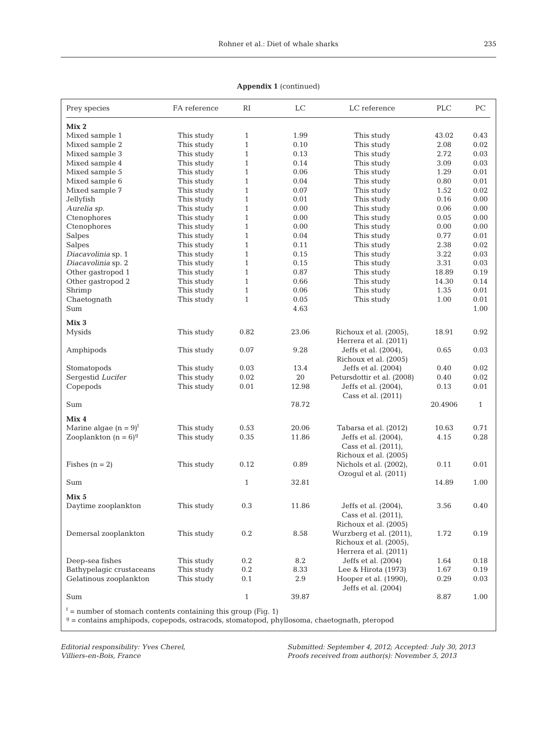**Appendix 1** (continued)

| Prey species | FA reference | RI | LC | LC reference | PLC | PC |
|---|---|---|---|---|---|---|
| **Mix 2** | | | | | | |
| Mixed sample 1 | This study | 1 | 1.99 | This study | 43.02 | 0.43 |
| Mixed sample 2 | This study | 1 | 0.10 | This study | 2.08 | 0.02 |
| Mixed sample 3 | This study | 1 | 0.13 | This study | 2.72 | 0.03 |
| Mixed sample 4 | This study | 1 | 0.14 | This study | 3.09 | 0.03 |
| Mixed sample 5 | This study | 1 | 0.06 | This study | 1.29 | 0.01 |
| Mixed sample 6 | This study | 1 | 0.04 | This study | 0.80 | 0.01 |
| Mixed sample 7 | This study | 1 | 0.07 | This study | 1.52 | 0.02 |
| Jellyfish | This study | 1 | 0.01 | This study | 0.16 | 0.00 |
| *Aurelia sp.* | This study | 1 | 0.00 | This study | 0.06 | 0.00 |
| Ctenophores | This study | 1 | 0.00 | This study | 0.05 | 0.00 |
| Ctenophores | This study | 1 | 0.00 | This study | 0.00 | 0.00 |
| Salpes | This study | 1 | 0.04 | This study | 0.77 | 0.01 |
| Salpes | This study | 1 | 0.11 | This study | 2.38 | 0.02 |
| *Diacavolinia* sp. 1 | This study | 1 | 0.15 | This study | 3.22 | 0.03 |
| *Diacavolinia* sp. 2 | This study | 1 | 0.15 | This study | 3.31 | 0.03 |
| Other gastropod 1 | This study | 1 | 0.87 | This study | 18.89 | 0.19 |
| Other gastropod 2 | This study | 1 | 0.66 | This study | 14.30 | 0.14 |
| Shrimp | This study | 1 | 0.06 | This study | 1.35 | 0.01 |
| Chaetognath | This study | 1 | 0.05 | This study | 1.00 | 0.01 |
| Sum | | | 4.63 | | | 1.00 |
| **Mix 3** | | | | | | |
| Mysids | This study | 0.82 | 23.06 | Richoux et al. (2005), Herrera et al. (2011) | 18.91 | 0.92 |
| Amphipods | This study | 0.07 | 9.28 | Jeffs et al. (2004), Richoux et al. (2005) | 0.65 | 0.03 |
| Stomatopods | This study | 0.03 | 13.4 | Jeffs et al. (2004) | 0.40 | 0.02 |
| Sergestid *Lucifer* | This study | 0.02 | 20 | Petursdottir et al. (2008) | 0.40 | 0.02 |
| Copepods | This study | 0.01 | 12.98 | Jeffs et al. (2004), Cass et al. (2011) | 0.13 | 0.01 |
| Sum | | | 78.72 | | 20.4906 | 1 |
| **Mix 4** | | | | | | |
| Marine algae (n = 9)[f] | This study | 0.53 | 20.06 | Tabarsa et al. (2012) | 10.63 | 0.71 |
| Zooplankton (n = 6)[g] | This study | 0.35 | 11.86 | Jeffs et al. (2004), Cass et al. (2011), Richoux et al. (2005) | 4.15 | 0.28 |
| Fishes (n = 2) | This study | 0.12 | 0.89 | Nichols et al. (2002), Ozogul et al. (2011) | 0.11 | 0.01 |
| Sum | | 1 | 32.81 | | 14.89 | 1.00 |
| **Mix 5** | | | | | | |
| Daytime zooplankton | This study | 0.3 | 11.86 | Jeffs et al. (2004), Cass et al. (2011), Richoux et al. (2005) | 3.56 | 0.40 |
| Demersal zooplankton | This study | 0.2 | 8.58 | Wurzberg et al. (2011), Richoux et al. (2005), Herrera et al. (2011) | 1.72 | 0.19 |
| Deep-sea fishes | This study | 0.2 | 8.2 | Jeffs et al. (2004) | 1.64 | 0.18 |
| Bathypelagic crustaceans | This study | 0.2 | 8.33 | Lee & Hirota (1973) | 1.67 | 0.19 |
| Gelatinous zooplankton | This study | 0.1 | 2.9 | Hooper et al. (1990), Jeffs et al. (2004) | 0.29 | 0.03 |
| Sum | | 1 | 39.87 | | 8.87 | 1.00 |

[f] = number of stomach contents containing this group (Fig. 1)
[g] = contains amphipods, copepods, ostracods, stomatopod, phyllosoma, chaetognath, pteropod

*Editorial responsibility: Yves Cherel, Villiers-en-Bois, France*

*Submitted: September 4, 2012; Accepted: July 30, 2013*
*Proofs received from author(s): November 5, 2013*